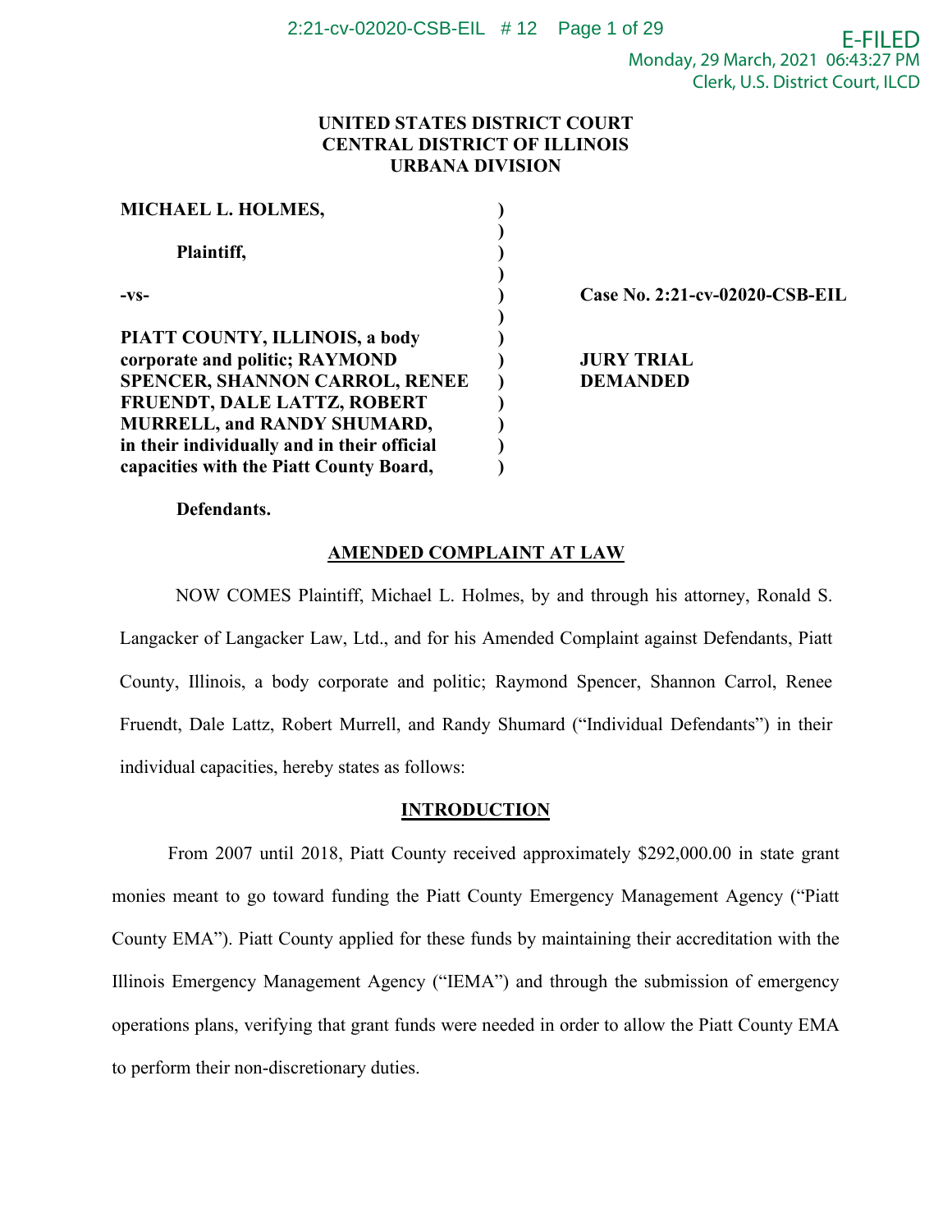UNITED STATES DISTRICT COURT
CENTRAL DISTRICT OF ILLINOIS
URBANA DIVISION

| | | |
|---|---|---|
| **MICHAEL L. HOLMES,** | ) | |
| | ) | |
| **Plaintiff,** | ) | |
| | ) | |
| **-vs-** | ) | **Case No. 2:21-cv-02020-CSB-EIL** |
| | ) | |
| **PIATT COUNTY, ILLINOIS, a body corporate and politic; RAYMOND SPENCER, SHANNON CARROL, RENEE FRUENDT, DALE LATTZ, ROBERT MURRELL, and RANDY SHUMARD, in their individually and in their official capacities with the Piatt County Board,** | ) | **JURY TRIAL DEMANDED** |
| **Defendants.** | | |

## AMENDED COMPLAINT AT LAW

NOW COMES Plaintiff, Michael L. Holmes, by and through his attorney, Ronald S. Langacker of Langacker Law, Ltd., and for his Amended Complaint against Defendants, Piatt County, Illinois, a body corporate and politic; Raymond Spencer, Shannon Carrol, Renee Fruendt, Dale Lattz, Robert Murrell, and Randy Shumard ("Individual Defendants") in their individual capacities, hereby states as follows:

## INTRODUCTION

From 2007 until 2018, Piatt County received approximately $292,000.00 in state grant monies meant to go toward funding the Piatt County Emergency Management Agency ("Piatt County EMA"). Piatt County applied for these funds by maintaining their accreditation with the Illinois Emergency Management Agency ("IEMA") and through the submission of emergency operations plans, verifying that grant funds were needed in order to allow the Piatt County EMA to perform their non-discretionary duties.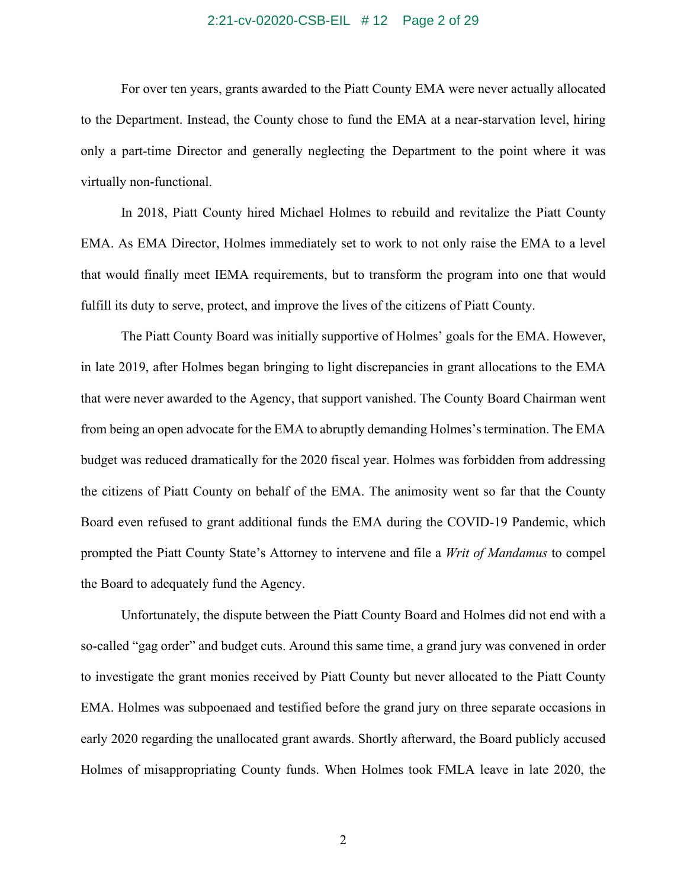For over ten years, grants awarded to the Piatt County EMA were never actually allocated to the Department. Instead, the County chose to fund the EMA at a near-starvation level, hiring only a part-time Director and generally neglecting the Department to the point where it was virtually non-functional.

In 2018, Piatt County hired Michael Holmes to rebuild and revitalize the Piatt County EMA. As EMA Director, Holmes immediately set to work to not only raise the EMA to a level that would finally meet IEMA requirements, but to transform the program into one that would fulfill its duty to serve, protect, and improve the lives of the citizens of Piatt County.

The Piatt County Board was initially supportive of Holmes' goals for the EMA. However, in late 2019, after Holmes began bringing to light discrepancies in grant allocations to the EMA that were never awarded to the Agency, that support vanished. The County Board Chairman went from being an open advocate for the EMA to abruptly demanding Holmes's termination. The EMA budget was reduced dramatically for the 2020 fiscal year. Holmes was forbidden from addressing the citizens of Piatt County on behalf of the EMA. The animosity went so far that the County Board even refused to grant additional funds the EMA during the COVID-19 Pandemic, which prompted the Piatt County State's Attorney to intervene and file a *Writ of Mandamus* to compel the Board to adequately fund the Agency.

Unfortunately, the dispute between the Piatt County Board and Holmes did not end with a so-called "gag order" and budget cuts. Around this same time, a grand jury was convened in order to investigate the grant monies received by Piatt County but never allocated to the Piatt County EMA. Holmes was subpoenaed and testified before the grand jury on three separate occasions in early 2020 regarding the unallocated grant awards. Shortly afterward, the Board publicly accused Holmes of misappropriating County funds. When Holmes took FMLA leave in late 2020, the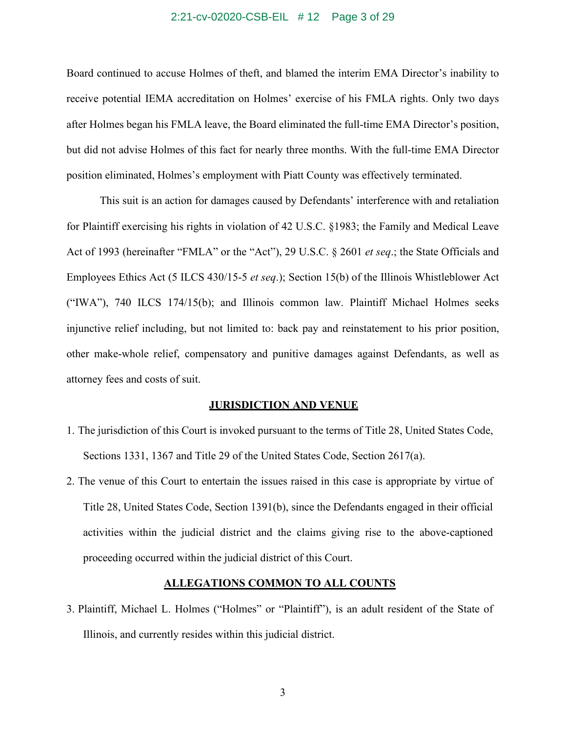Board continued to accuse Holmes of theft, and blamed the interim EMA Director's inability to receive potential IEMA accreditation on Holmes' exercise of his FMLA rights. Only two days after Holmes began his FMLA leave, the Board eliminated the full-time EMA Director's position, but did not advise Holmes of this fact for nearly three months. With the full-time EMA Director position eliminated, Holmes's employment with Piatt County was effectively terminated.

This suit is an action for damages caused by Defendants' interference with and retaliation for Plaintiff exercising his rights in violation of 42 U.S.C. §1983; the Family and Medical Leave Act of 1993 (hereinafter "FMLA" or the "Act"), 29 U.S.C. § 2601 *et seq*.; the State Officials and Employees Ethics Act (5 ILCS 430/15-5 *et seq*.); Section 15(b) of the Illinois Whistleblower Act ("IWA"), 740 ILCS 174/15(b); and Illinois common law. Plaintiff Michael Holmes seeks injunctive relief including, but not limited to: back pay and reinstatement to his prior position, other make-whole relief, compensatory and punitive damages against Defendants, as well as attorney fees and costs of suit.

## JURISDICTION AND VENUE

1. The jurisdiction of this Court is invoked pursuant to the terms of Title 28, United States Code, Sections 1331, 1367 and Title 29 of the United States Code, Section 2617(a).
2. The venue of this Court to entertain the issues raised in this case is appropriate by virtue of Title 28, United States Code, Section 1391(b), since the Defendants engaged in their official activities within the judicial district and the claims giving rise to the above-captioned proceeding occurred within the judicial district of this Court.

## ALLEGATIONS COMMON TO ALL COUNTS

3. Plaintiff, Michael L. Holmes ("Holmes" or "Plaintiff"), is an adult resident of the State of Illinois, and currently resides within this judicial district.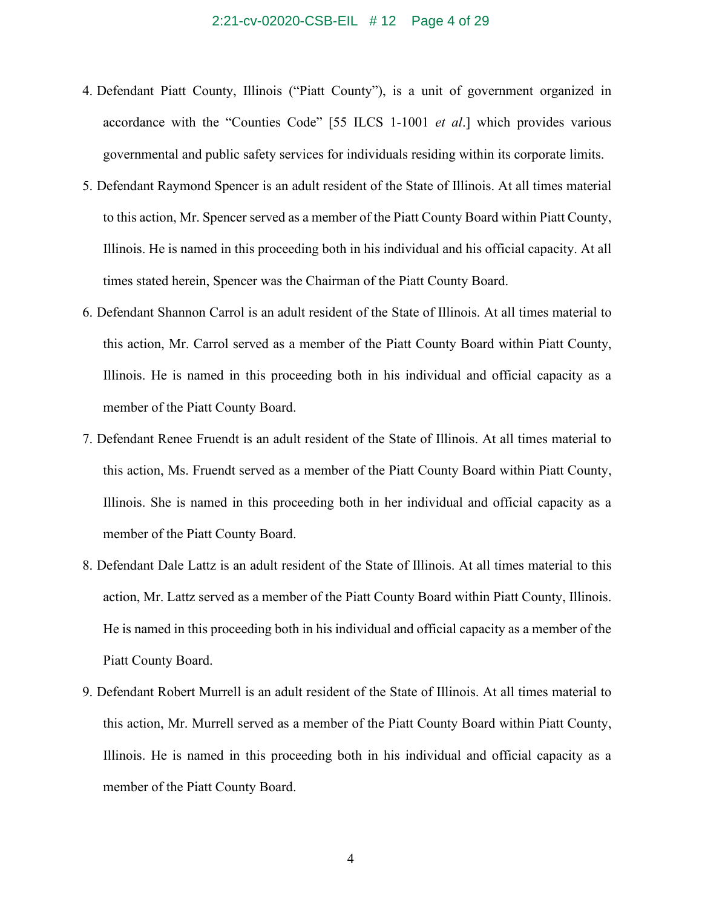4. Defendant Piatt County, Illinois ("Piatt County"), is a unit of government organized in accordance with the "Counties Code" [55 ILCS 1-1001 *et al*.] which provides various governmental and public safety services for individuals residing within its corporate limits.

5. Defendant Raymond Spencer is an adult resident of the State of Illinois. At all times material to this action, Mr. Spencer served as a member of the Piatt County Board within Piatt County, Illinois. He is named in this proceeding both in his individual and his official capacity. At all times stated herein, Spencer was the Chairman of the Piatt County Board.

6. Defendant Shannon Carrol is an adult resident of the State of Illinois. At all times material to this action, Mr. Carrol served as a member of the Piatt County Board within Piatt County, Illinois. He is named in this proceeding both in his individual and official capacity as a member of the Piatt County Board.

7. Defendant Renee Fruendt is an adult resident of the State of Illinois. At all times material to this action, Ms. Fruendt served as a member of the Piatt County Board within Piatt County, Illinois. She is named in this proceeding both in her individual and official capacity as a member of the Piatt County Board.

8. Defendant Dale Lattz is an adult resident of the State of Illinois. At all times material to this action, Mr. Lattz served as a member of the Piatt County Board within Piatt County, Illinois. He is named in this proceeding both in his individual and official capacity as a member of the Piatt County Board.

9. Defendant Robert Murrell is an adult resident of the State of Illinois. At all times material to this action, Mr. Murrell served as a member of the Piatt County Board within Piatt County, Illinois. He is named in this proceeding both in his individual and official capacity as a member of the Piatt County Board.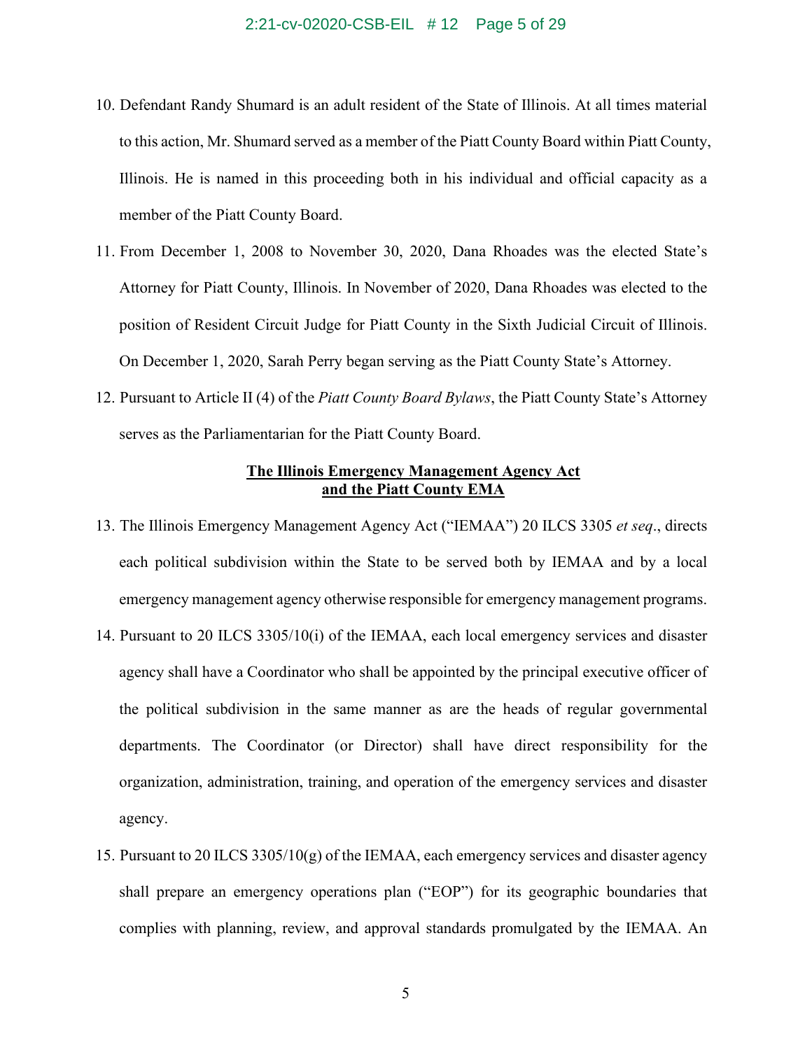10. Defendant Randy Shumard is an adult resident of the State of Illinois. At all times material to this action, Mr. Shumard served as a member of the Piatt County Board within Piatt County, Illinois. He is named in this proceeding both in his individual and official capacity as a member of the Piatt County Board.

11. From December 1, 2008 to November 30, 2020, Dana Rhoades was the elected State's Attorney for Piatt County, Illinois. In November of 2020, Dana Rhoades was elected to the position of Resident Circuit Judge for Piatt County in the Sixth Judicial Circuit of Illinois. On December 1, 2020, Sarah Perry began serving as the Piatt County State's Attorney.

12. Pursuant to Article II (4) of the *Piatt County Board Bylaws*, the Piatt County State's Attorney serves as the Parliamentarian for the Piatt County Board.

**The Illinois Emergency Management Agency Act and the Piatt County EMA**

13. The Illinois Emergency Management Agency Act ("IEMAA") 20 ILCS 3305 *et seq*., directs each political subdivision within the State to be served both by IEMAA and by a local emergency management agency otherwise responsible for emergency management programs.

14. Pursuant to 20 ILCS 3305/10(i) of the IEMAA, each local emergency services and disaster agency shall have a Coordinator who shall be appointed by the principal executive officer of the political subdivision in the same manner as are the heads of regular governmental departments. The Coordinator (or Director) shall have direct responsibility for the organization, administration, training, and operation of the emergency services and disaster agency.

15. Pursuant to 20 ILCS 3305/10(g) of the IEMAA, each emergency services and disaster agency shall prepare an emergency operations plan ("EOP") for its geographic boundaries that complies with planning, review, and approval standards promulgated by the IEMAA. An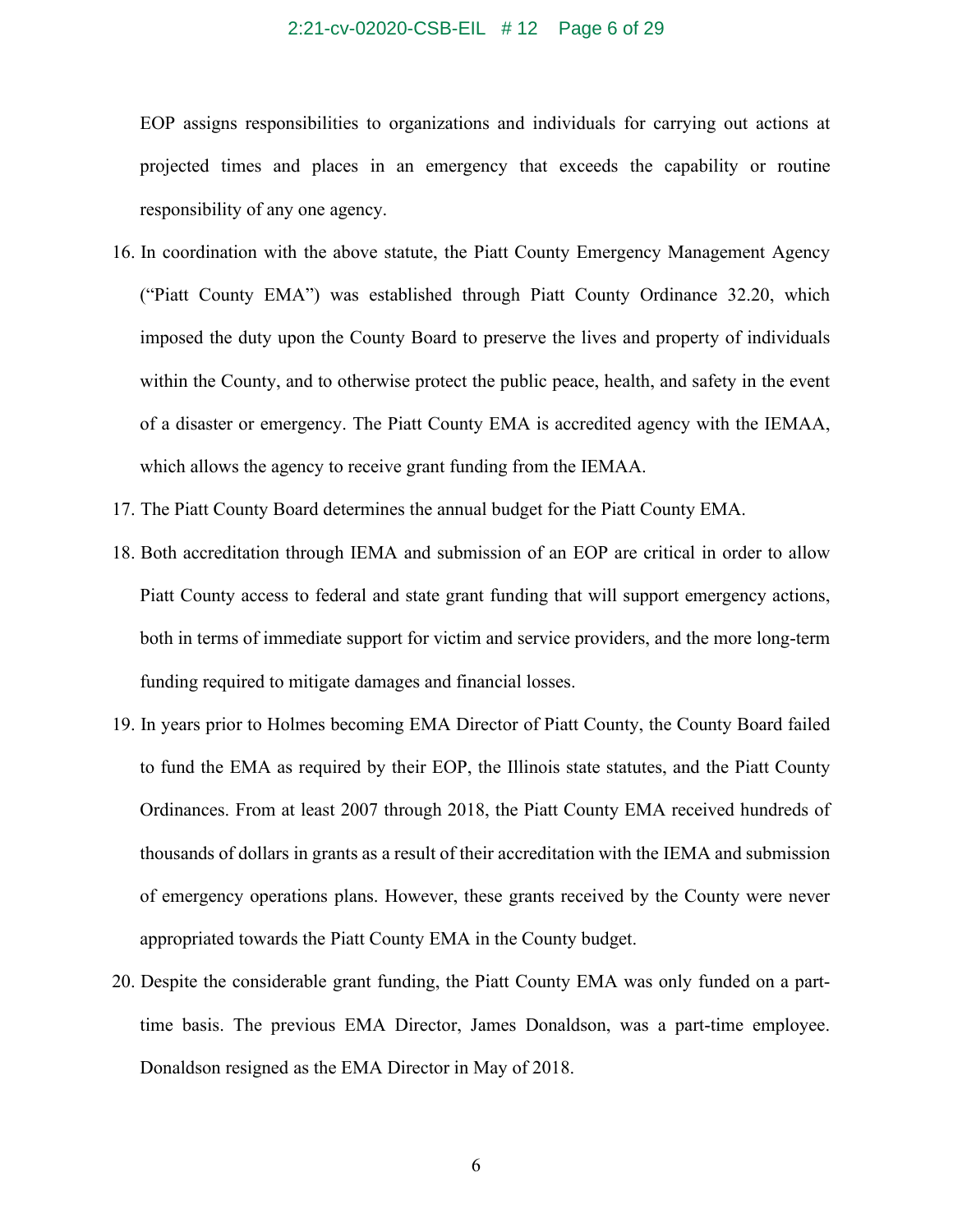EOP assigns responsibilities to organizations and individuals for carrying out actions at projected times and places in an emergency that exceeds the capability or routine responsibility of any one agency.

16. In coordination with the above statute, the Piatt County Emergency Management Agency ("Piatt County EMA") was established through Piatt County Ordinance 32.20, which imposed the duty upon the County Board to preserve the lives and property of individuals within the County, and to otherwise protect the public peace, health, and safety in the event of a disaster or emergency. The Piatt County EMA is accredited agency with the IEMAA, which allows the agency to receive grant funding from the IEMAA.
17. The Piatt County Board determines the annual budget for the Piatt County EMA.
18. Both accreditation through IEMA and submission of an EOP are critical in order to allow Piatt County access to federal and state grant funding that will support emergency actions, both in terms of immediate support for victim and service providers, and the more long-term funding required to mitigate damages and financial losses.
19. In years prior to Holmes becoming EMA Director of Piatt County, the County Board failed to fund the EMA as required by their EOP, the Illinois state statutes, and the Piatt County Ordinances. From at least 2007 through 2018, the Piatt County EMA received hundreds of thousands of dollars in grants as a result of their accreditation with the IEMA and submission of emergency operations plans. However, these grants received by the County were never appropriated towards the Piatt County EMA in the County budget.
20. Despite the considerable grant funding, the Piatt County EMA was only funded on a part-time basis. The previous EMA Director, James Donaldson, was a part-time employee. Donaldson resigned as the EMA Director in May of 2018.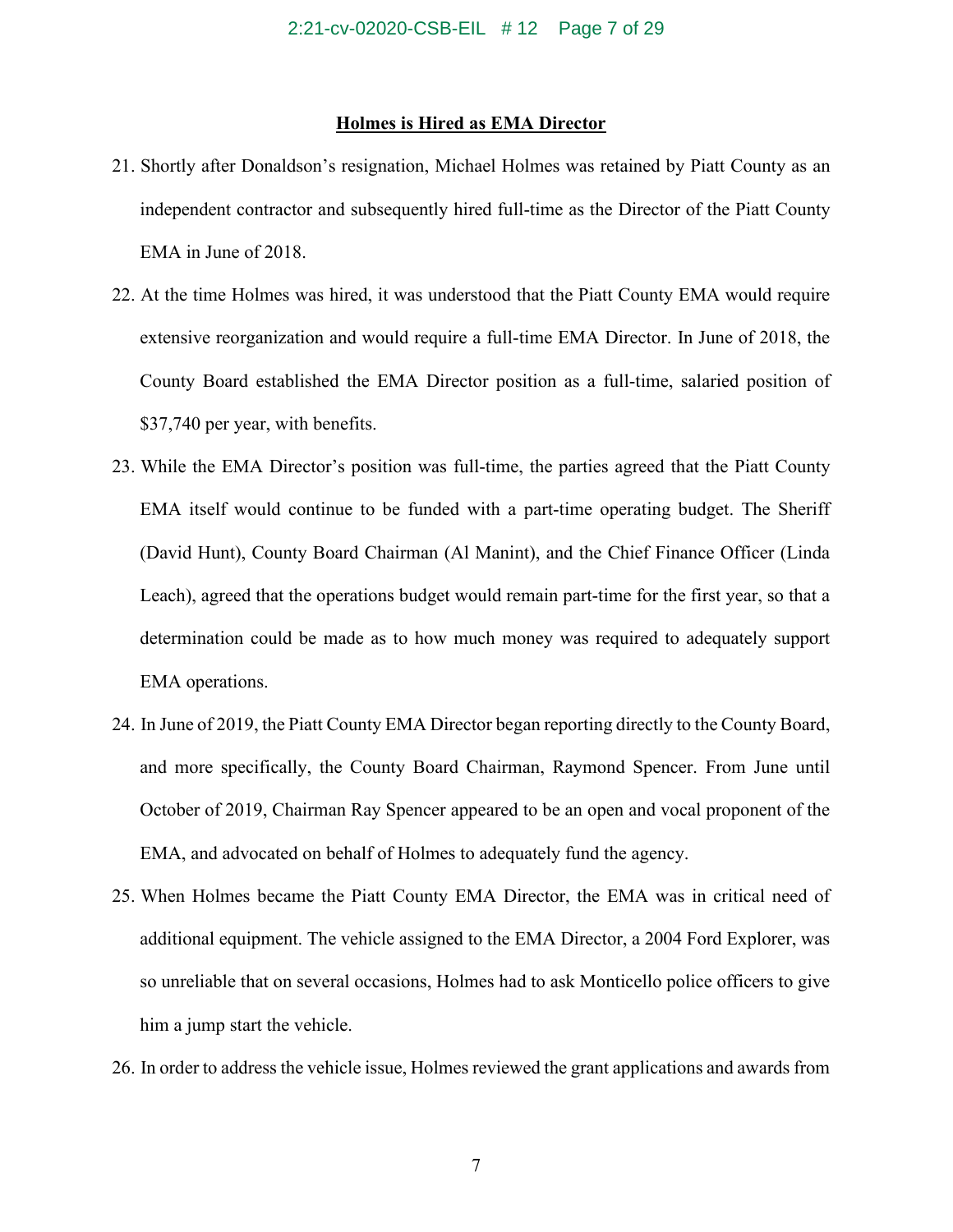**Holmes is Hired as EMA Director**

21. Shortly after Donaldson's resignation, Michael Holmes was retained by Piatt County as an independent contractor and subsequently hired full-time as the Director of the Piatt County EMA in June of 2018.

22. At the time Holmes was hired, it was understood that the Piatt County EMA would require extensive reorganization and would require a full-time EMA Director. In June of 2018, the County Board established the EMA Director position as a full-time, salaried position of $37,740 per year, with benefits.

23. While the EMA Director's position was full-time, the parties agreed that the Piatt County EMA itself would continue to be funded with a part-time operating budget. The Sheriff (David Hunt), County Board Chairman (Al Manint), and the Chief Finance Officer (Linda Leach), agreed that the operations budget would remain part-time for the first year, so that a determination could be made as to how much money was required to adequately support EMA operations.

24. In June of 2019, the Piatt County EMA Director began reporting directly to the County Board, and more specifically, the County Board Chairman, Raymond Spencer. From June until October of 2019, Chairman Ray Spencer appeared to be an open and vocal proponent of the EMA, and advocated on behalf of Holmes to adequately fund the agency.

25. When Holmes became the Piatt County EMA Director, the EMA was in critical need of additional equipment. The vehicle assigned to the EMA Director, a 2004 Ford Explorer, was so unreliable that on several occasions, Holmes had to ask Monticello police officers to give him a jump start the vehicle.

26. In order to address the vehicle issue, Holmes reviewed the grant applications and awards from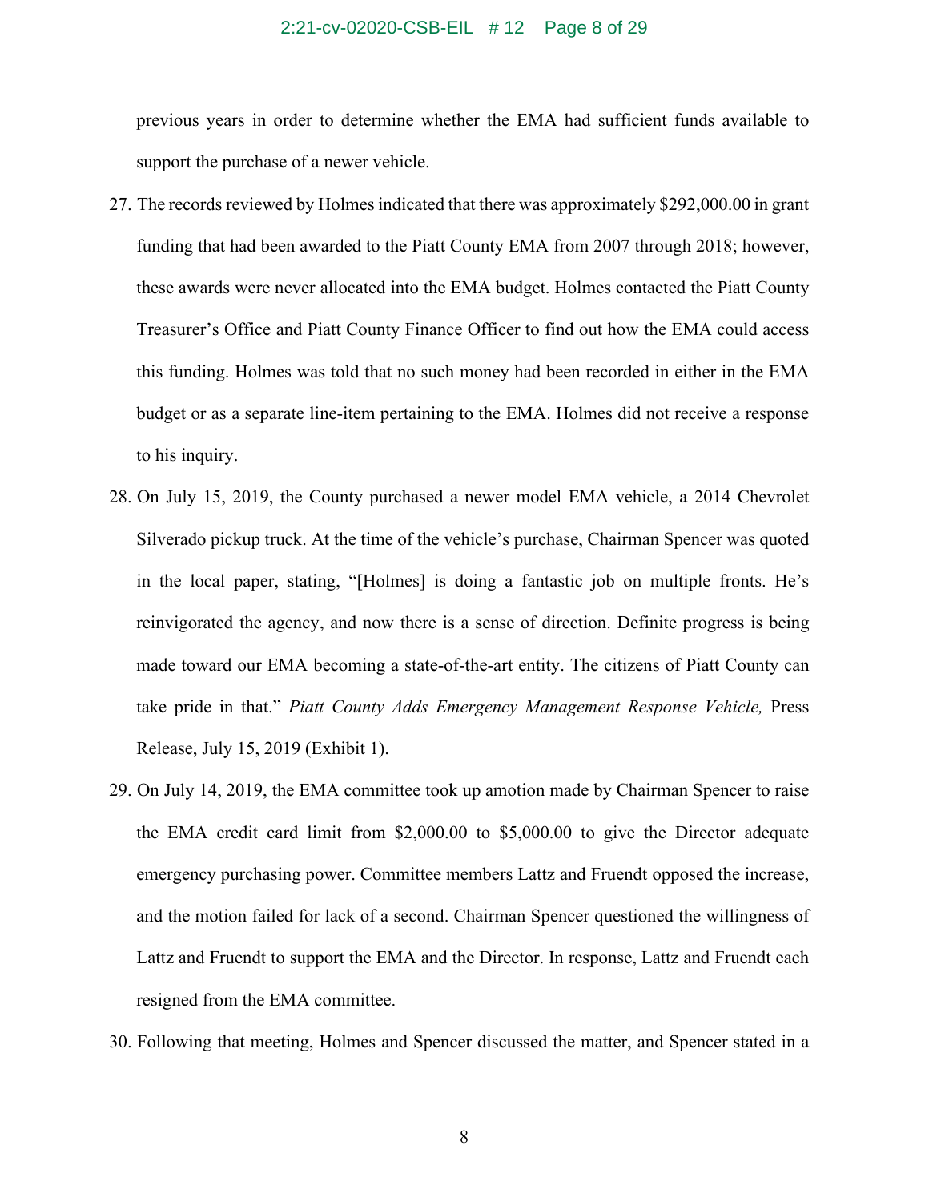previous years in order to determine whether the EMA had sufficient funds available to support the purchase of a newer vehicle.

27. The records reviewed by Holmes indicated that there was approximately $292,000.00 in grant funding that had been awarded to the Piatt County EMA from 2007 through 2018; however, these awards were never allocated into the EMA budget. Holmes contacted the Piatt County Treasurer's Office and Piatt County Finance Officer to find out how the EMA could access this funding. Holmes was told that no such money had been recorded in either in the EMA budget or as a separate line-item pertaining to the EMA. Holmes did not receive a response to his inquiry.

28. On July 15, 2019, the County purchased a newer model EMA vehicle, a 2014 Chevrolet Silverado pickup truck. At the time of the vehicle's purchase, Chairman Spencer was quoted in the local paper, stating, "[Holmes] is doing a fantastic job on multiple fronts. He's reinvigorated the agency, and now there is a sense of direction. Definite progress is being made toward our EMA becoming a state-of-the-art entity. The citizens of Piatt County can take pride in that." *Piatt County Adds Emergency Management Response Vehicle,* Press Release, July 15, 2019 (Exhibit 1).

29. On July 14, 2019, the EMA committee took up amotion made by Chairman Spencer to raise the EMA credit card limit from $2,000.00 to $5,000.00 to give the Director adequate emergency purchasing power. Committee members Lattz and Fruendt opposed the increase, and the motion failed for lack of a second. Chairman Spencer questioned the willingness of Lattz and Fruendt to support the EMA and the Director. In response, Lattz and Fruendt each resigned from the EMA committee.

30. Following that meeting, Holmes and Spencer discussed the matter, and Spencer stated in a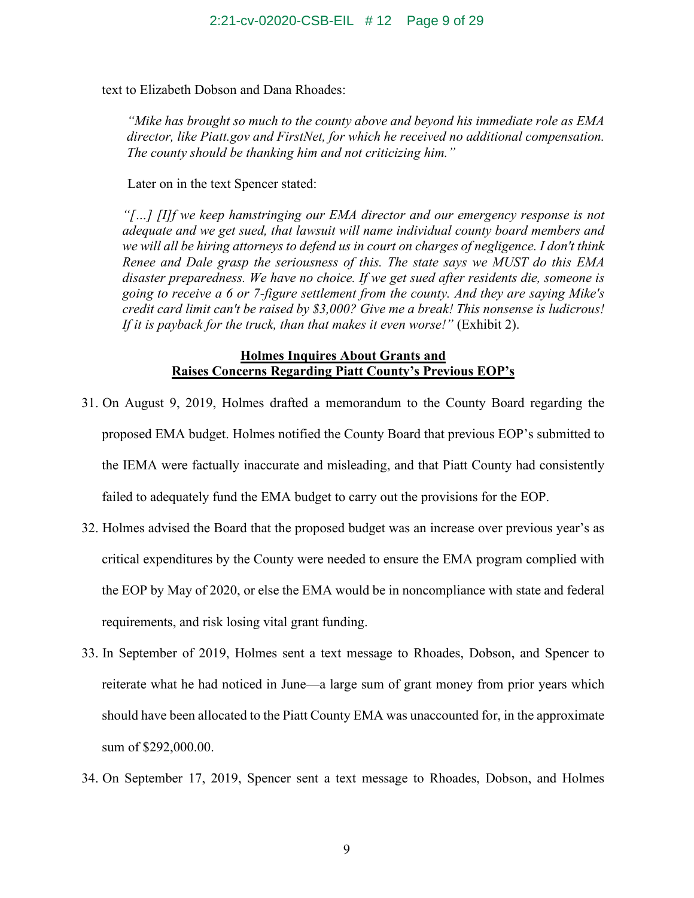text to Elizabeth Dobson and Dana Rhoades:

> *"Mike has brought so much to the county above and beyond his immediate role as EMA director, like Piatt.gov and FirstNet, for which he received no additional compensation. The county should be thanking him and not criticizing him."*

Later on in the text Spencer stated:

> *"[…] [I]f we keep hamstringing our EMA director and our emergency response is not adequate and we get sued, that lawsuit will name individual county board members and we will all be hiring attorneys to defend us in court on charges of negligence. I don't think Renee and Dale grasp the seriousness of this. The state says we MUST do this EMA disaster preparedness. We have no choice. If we get sued after residents die, someone is going to receive a 6 or 7-figure settlement from the county. And they are saying Mike's credit card limit can't be raised by $3,000? Give me a break! This nonsense is ludicrous! If it is payback for the truck, than that makes it even worse!"* (Exhibit 2).

**Holmes Inquires About Grants and Raises Concerns Regarding Piatt County's Previous EOP's**

31. On August 9, 2019, Holmes drafted a memorandum to the County Board regarding the proposed EMA budget. Holmes notified the County Board that previous EOP's submitted to the IEMA were factually inaccurate and misleading, and that Piatt County had consistently failed to adequately fund the EMA budget to carry out the provisions for the EOP.

32. Holmes advised the Board that the proposed budget was an increase over previous year's as critical expenditures by the County were needed to ensure the EMA program complied with the EOP by May of 2020, or else the EMA would be in noncompliance with state and federal requirements, and risk losing vital grant funding.

33. In September of 2019, Holmes sent a text message to Rhoades, Dobson, and Spencer to reiterate what he had noticed in June—a large sum of grant money from prior years which should have been allocated to the Piatt County EMA was unaccounted for, in the approximate sum of $292,000.00.

34. On September 17, 2019, Spencer sent a text message to Rhoades, Dobson, and Holmes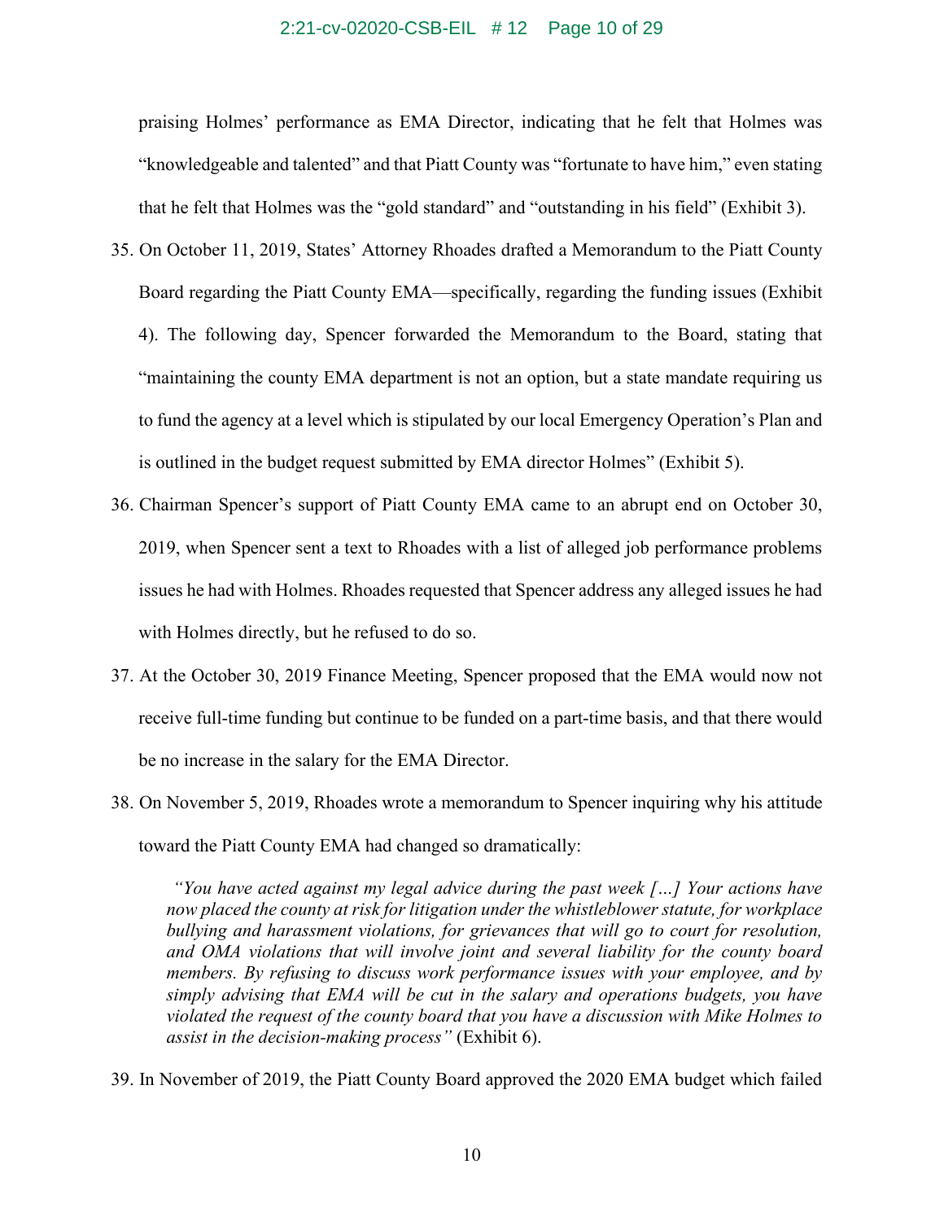praising Holmes' performance as EMA Director, indicating that he felt that Holmes was "knowledgeable and talented" and that Piatt County was "fortunate to have him," even stating that he felt that Holmes was the "gold standard" and "outstanding in his field" (Exhibit 3).

35. On October 11, 2019, States' Attorney Rhoades drafted a Memorandum to the Piatt County Board regarding the Piatt County EMA—specifically, regarding the funding issues (Exhibit 4). The following day, Spencer forwarded the Memorandum to the Board, stating that "maintaining the county EMA department is not an option, but a state mandate requiring us to fund the agency at a level which is stipulated by our local Emergency Operation's Plan and is outlined in the budget request submitted by EMA director Holmes" (Exhibit 5).

36. Chairman Spencer's support of Piatt County EMA came to an abrupt end on October 30, 2019, when Spencer sent a text to Rhoades with a list of alleged job performance problems issues he had with Holmes. Rhoades requested that Spencer address any alleged issues he had with Holmes directly, but he refused to do so.

37. At the October 30, 2019 Finance Meeting, Spencer proposed that the EMA would now not receive full-time funding but continue to be funded on a part-time basis, and that there would be no increase in the salary for the EMA Director.

38. On November 5, 2019, Rhoades wrote a memorandum to Spencer inquiring why his attitude toward the Piatt County EMA had changed so dramatically:

> *"You have acted against my legal advice during the past week […] Your actions have now placed the county at risk for litigation under the whistleblower statute, for workplace bullying and harassment violations, for grievances that will go to court for resolution, and OMA violations that will involve joint and several liability for the county board members. By refusing to discuss work performance issues with your employee, and by simply advising that EMA will be cut in the salary and operations budgets, you have violated the request of the county board that you have a discussion with Mike Holmes to assist in the decision-making process"* (Exhibit 6).

39. In November of 2019, the Piatt County Board approved the 2020 EMA budget which failed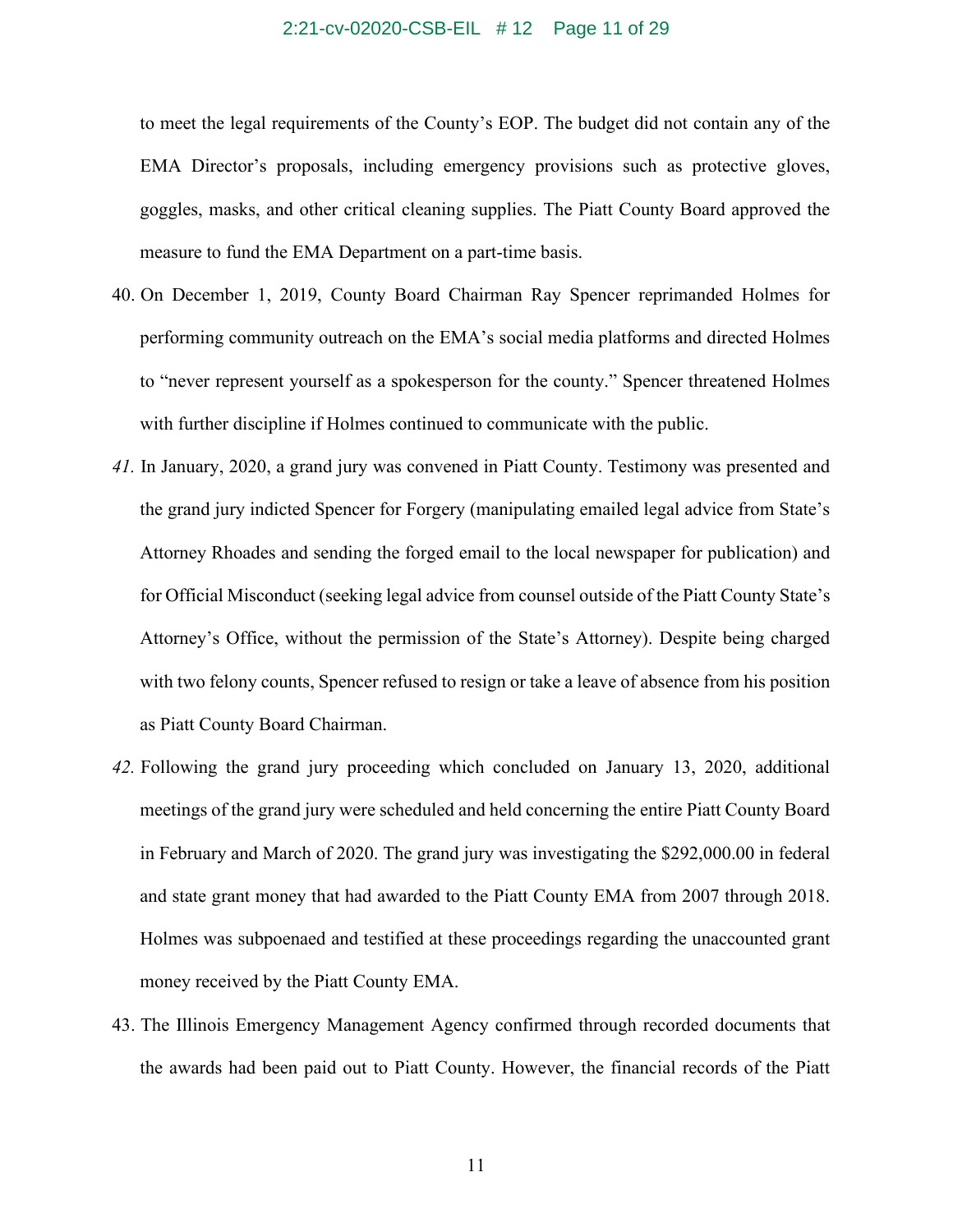to meet the legal requirements of the County's EOP. The budget did not contain any of the EMA Director's proposals, including emergency provisions such as protective gloves, goggles, masks, and other critical cleaning supplies. The Piatt County Board approved the measure to fund the EMA Department on a part-time basis.

40. On December 1, 2019, County Board Chairman Ray Spencer reprimanded Holmes for performing community outreach on the EMA's social media platforms and directed Holmes to "never represent yourself as a spokesperson for the county." Spencer threatened Holmes with further discipline if Holmes continued to communicate with the public.

41. In January, 2020, a grand jury was convened in Piatt County. Testimony was presented and the grand jury indicted Spencer for Forgery (manipulating emailed legal advice from State's Attorney Rhoades and sending the forged email to the local newspaper for publication) and for Official Misconduct (seeking legal advice from counsel outside of the Piatt County State's Attorney's Office, without the permission of the State's Attorney). Despite being charged with two felony counts, Spencer refused to resign or take a leave of absence from his position as Piatt County Board Chairman.

42. Following the grand jury proceeding which concluded on January 13, 2020, additional meetings of the grand jury were scheduled and held concerning the entire Piatt County Board in February and March of 2020. The grand jury was investigating the $292,000.00 in federal and state grant money that had awarded to the Piatt County EMA from 2007 through 2018. Holmes was subpoenaed and testified at these proceedings regarding the unaccounted grant money received by the Piatt County EMA.

43. The Illinois Emergency Management Agency confirmed through recorded documents that the awards had been paid out to Piatt County. However, the financial records of the Piatt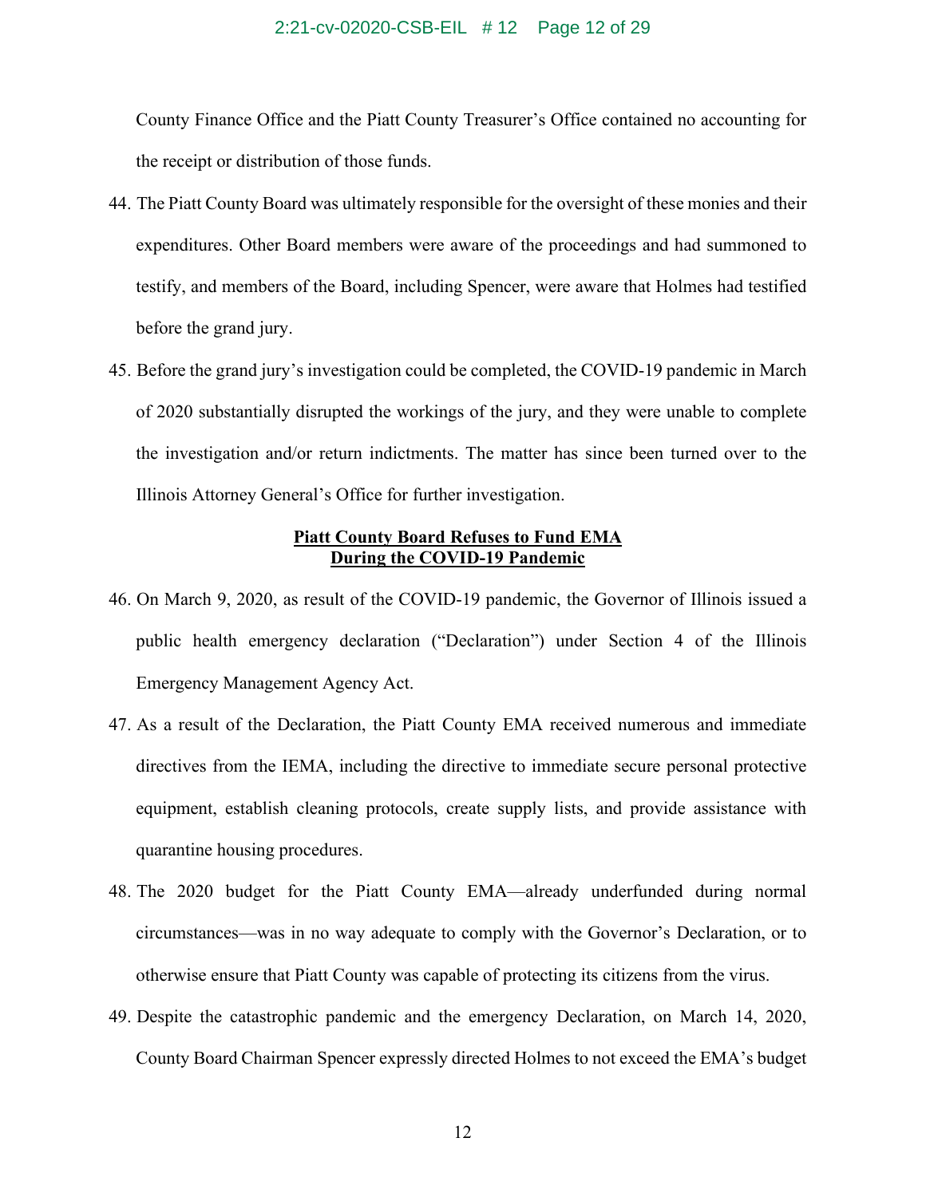County Finance Office and the Piatt County Treasurer's Office contained no accounting for the receipt or distribution of those funds.

44. The Piatt County Board was ultimately responsible for the oversight of these monies and their expenditures. Other Board members were aware of the proceedings and had summoned to testify, and members of the Board, including Spencer, were aware that Holmes had testified before the grand jury.

45. Before the grand jury's investigation could be completed, the COVID-19 pandemic in March of 2020 substantially disrupted the workings of the jury, and they were unable to complete the investigation and/or return indictments. The matter has since been turned over to the Illinois Attorney General's Office for further investigation.

**Piatt County Board Refuses to Fund EMA During the COVID-19 Pandemic**

46. On March 9, 2020, as result of the COVID-19 pandemic, the Governor of Illinois issued a public health emergency declaration ("Declaration") under Section 4 of the Illinois Emergency Management Agency Act.

47. As a result of the Declaration, the Piatt County EMA received numerous and immediate directives from the IEMA, including the directive to immediate secure personal protective equipment, establish cleaning protocols, create supply lists, and provide assistance with quarantine housing procedures.

48. The 2020 budget for the Piatt County EMA—already underfunded during normal circumstances—was in no way adequate to comply with the Governor's Declaration, or to otherwise ensure that Piatt County was capable of protecting its citizens from the virus.

49. Despite the catastrophic pandemic and the emergency Declaration, on March 14, 2020, County Board Chairman Spencer expressly directed Holmes to not exceed the EMA's budget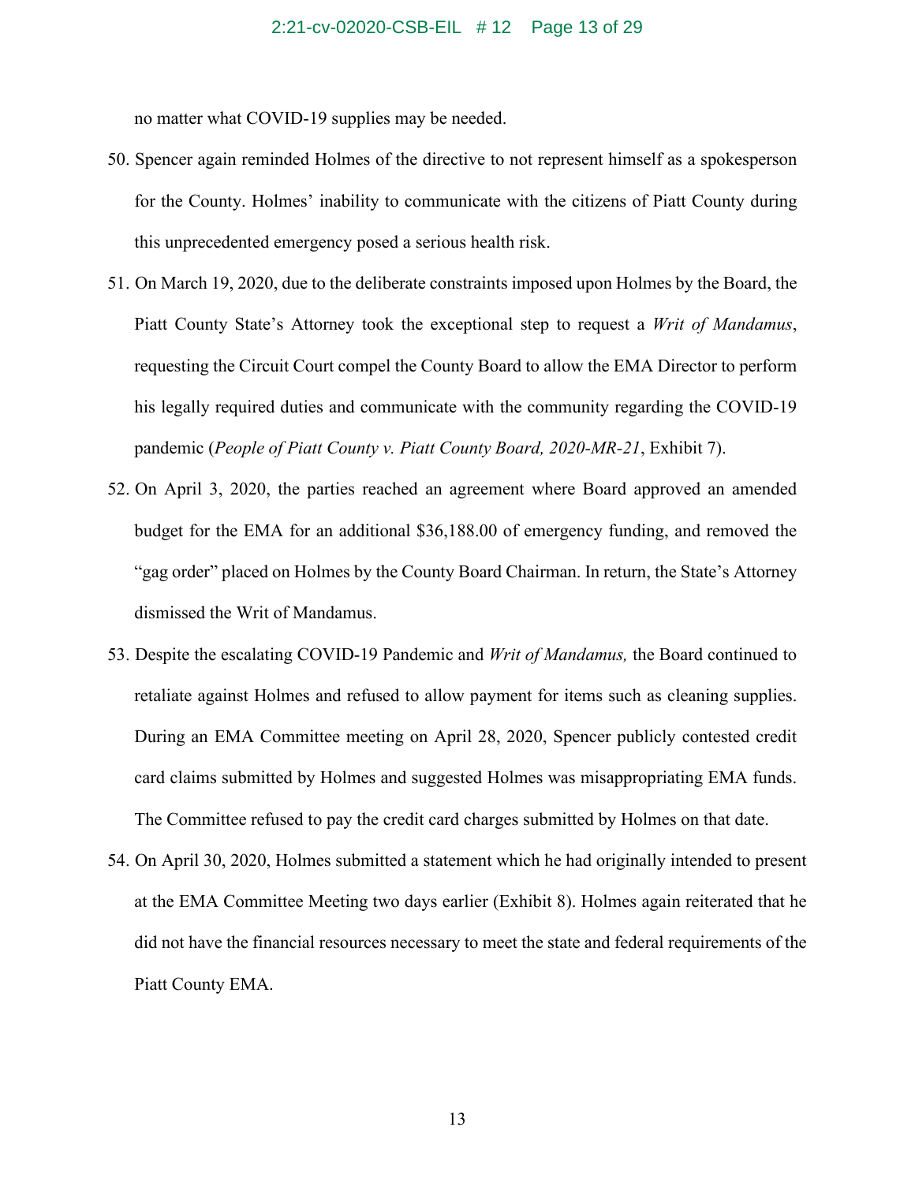no matter what COVID-19 supplies may be needed.

50. Spencer again reminded Holmes of the directive to not represent himself as a spokesperson for the County. Holmes' inability to communicate with the citizens of Piatt County during this unprecedented emergency posed a serious health risk.

51. On March 19, 2020, due to the deliberate constraints imposed upon Holmes by the Board, the Piatt County State's Attorney took the exceptional step to request a *Writ of Mandamus*, requesting the Circuit Court compel the County Board to allow the EMA Director to perform his legally required duties and communicate with the community regarding the COVID-19 pandemic (*People of Piatt County v. Piatt County Board, 2020-MR-21*, Exhibit 7).

52. On April 3, 2020, the parties reached an agreement where Board approved an amended budget for the EMA for an additional $36,188.00 of emergency funding, and removed the "gag order" placed on Holmes by the County Board Chairman. In return, the State's Attorney dismissed the Writ of Mandamus.

53. Despite the escalating COVID-19 Pandemic and *Writ of Mandamus,* the Board continued to retaliate against Holmes and refused to allow payment for items such as cleaning supplies. During an EMA Committee meeting on April 28, 2020, Spencer publicly contested credit card claims submitted by Holmes and suggested Holmes was misappropriating EMA funds. The Committee refused to pay the credit card charges submitted by Holmes on that date.

54. On April 30, 2020, Holmes submitted a statement which he had originally intended to present at the EMA Committee Meeting two days earlier (Exhibit 8). Holmes again reiterated that he did not have the financial resources necessary to meet the state and federal requirements of the Piatt County EMA.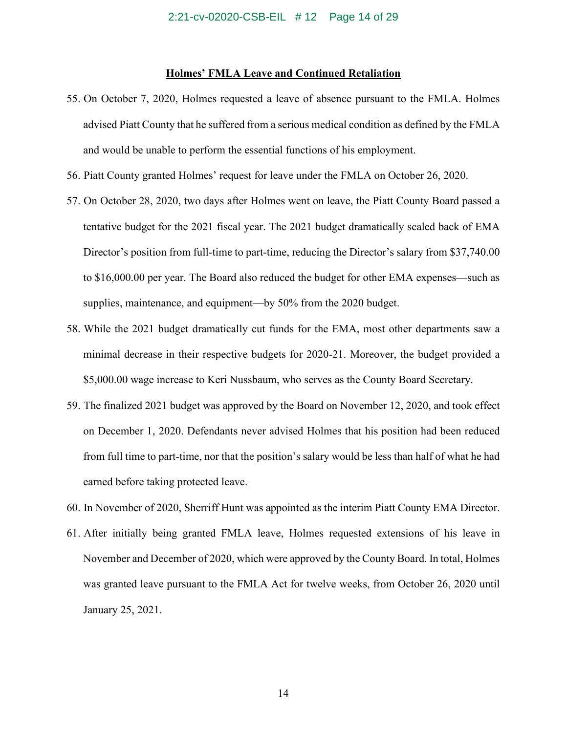## Holmes' FMLA Leave and Continued Retaliation

55. On October 7, 2020, Holmes requested a leave of absence pursuant to the FMLA. Holmes advised Piatt County that he suffered from a serious medical condition as defined by the FMLA and would be unable to perform the essential functions of his employment.

56. Piatt County granted Holmes' request for leave under the FMLA on October 26, 2020.

57. On October 28, 2020, two days after Holmes went on leave, the Piatt County Board passed a tentative budget for the 2021 fiscal year. The 2021 budget dramatically scaled back of EMA Director's position from full-time to part-time, reducing the Director's salary from $37,740.00 to $16,000.00 per year. The Board also reduced the budget for other EMA expenses—such as supplies, maintenance, and equipment—by 50% from the 2020 budget.

58. While the 2021 budget dramatically cut funds for the EMA, most other departments saw a minimal decrease in their respective budgets for 2020-21. Moreover, the budget provided a $5,000.00 wage increase to Keri Nussbaum, who serves as the County Board Secretary.

59. The finalized 2021 budget was approved by the Board on November 12, 2020, and took effect on December 1, 2020. Defendants never advised Holmes that his position had been reduced from full time to part-time, nor that the position's salary would be less than half of what he had earned before taking protected leave.

60. In November of 2020, Sherriff Hunt was appointed as the interim Piatt County EMA Director.

61. After initially being granted FMLA leave, Holmes requested extensions of his leave in November and December of 2020, which were approved by the County Board. In total, Holmes was granted leave pursuant to the FMLA Act for twelve weeks, from October 26, 2020 until January 25, 2021.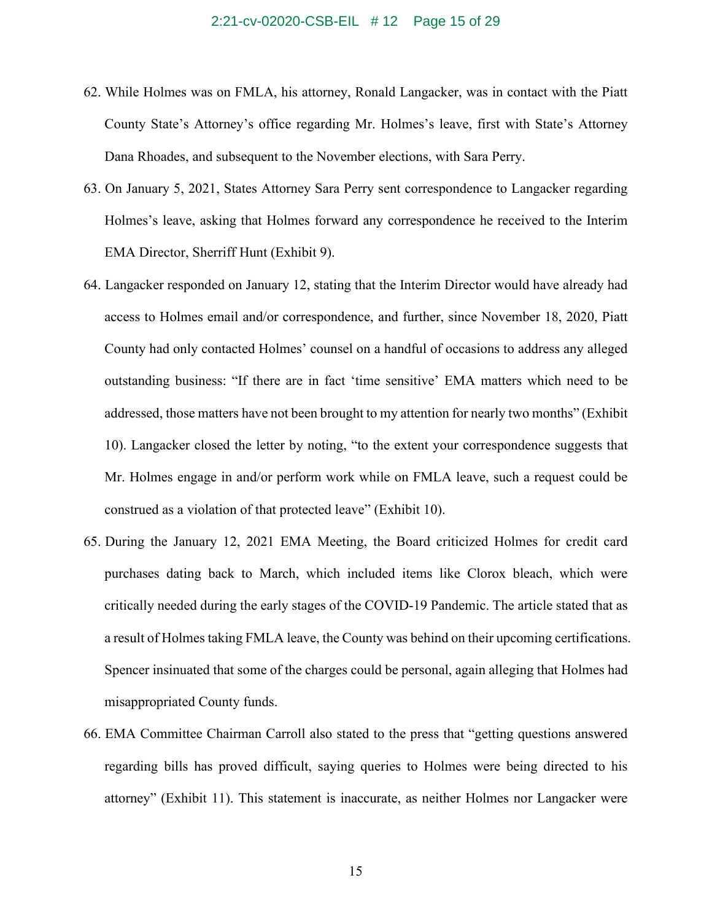62. While Holmes was on FMLA, his attorney, Ronald Langacker, was in contact with the Piatt County State's Attorney's office regarding Mr. Holmes's leave, first with State's Attorney Dana Rhoades, and subsequent to the November elections, with Sara Perry.

63. On January 5, 2021, States Attorney Sara Perry sent correspondence to Langacker regarding Holmes's leave, asking that Holmes forward any correspondence he received to the Interim EMA Director, Sherriff Hunt (Exhibit 9).

64. Langacker responded on January 12, stating that the Interim Director would have already had access to Holmes email and/or correspondence, and further, since November 18, 2020, Piatt County had only contacted Holmes' counsel on a handful of occasions to address any alleged outstanding business: "If there are in fact 'time sensitive' EMA matters which need to be addressed, those matters have not been brought to my attention for nearly two months" (Exhibit 10). Langacker closed the letter by noting, "to the extent your correspondence suggests that Mr. Holmes engage in and/or perform work while on FMLA leave, such a request could be construed as a violation of that protected leave" (Exhibit 10).

65. During the January 12, 2021 EMA Meeting, the Board criticized Holmes for credit card purchases dating back to March, which included items like Clorox bleach, which were critically needed during the early stages of the COVID-19 Pandemic. The article stated that as a result of Holmes taking FMLA leave, the County was behind on their upcoming certifications. Spencer insinuated that some of the charges could be personal, again alleging that Holmes had misappropriated County funds.

66. EMA Committee Chairman Carroll also stated to the press that "getting questions answered regarding bills has proved difficult, saying queries to Holmes were being directed to his attorney" (Exhibit 11). This statement is inaccurate, as neither Holmes nor Langacker were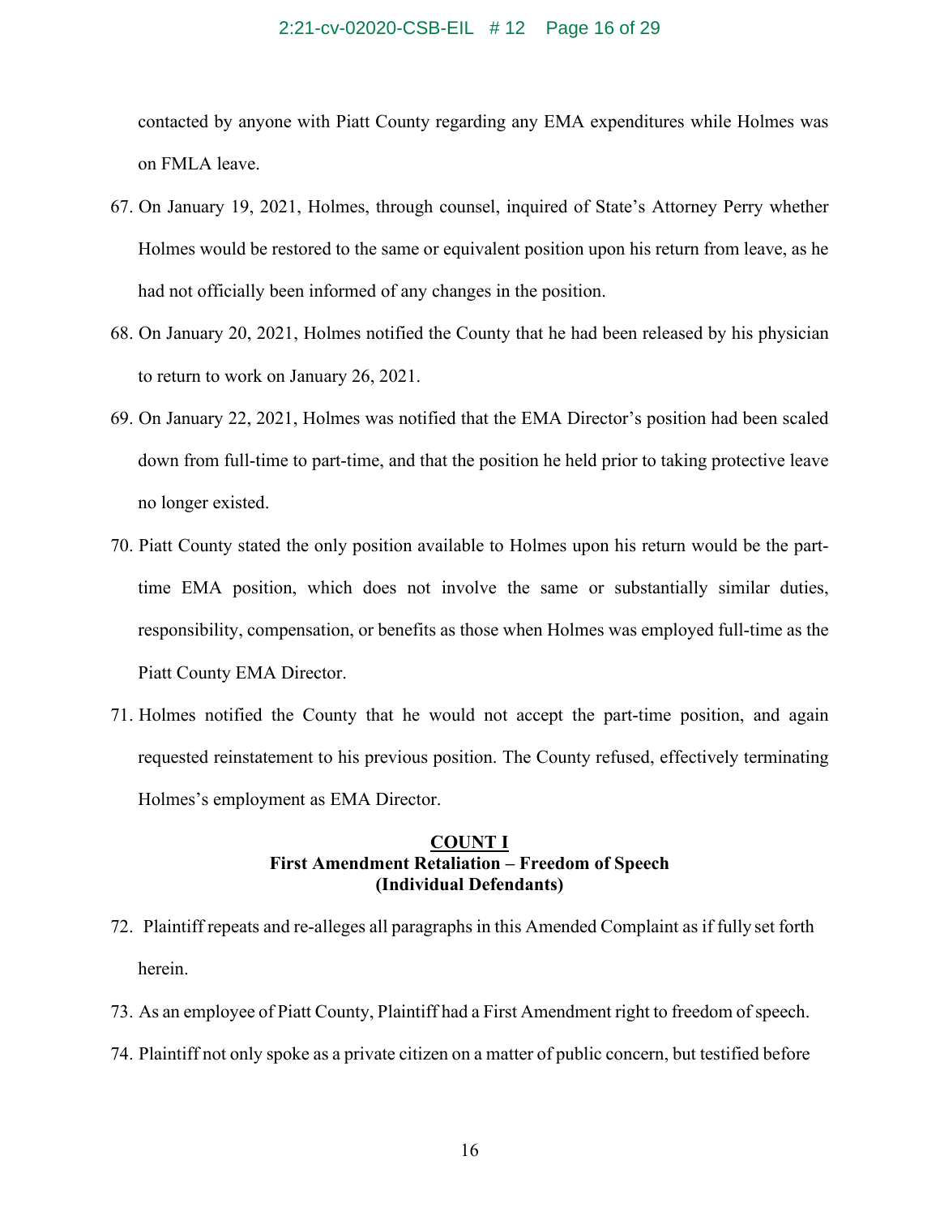contacted by anyone with Piatt County regarding any EMA expenditures while Holmes was on FMLA leave.

67. On January 19, 2021, Holmes, through counsel, inquired of State's Attorney Perry whether Holmes would be restored to the same or equivalent position upon his return from leave, as he had not officially been informed of any changes in the position.

68. On January 20, 2021, Holmes notified the County that he had been released by his physician to return to work on January 26, 2021.

69. On January 22, 2021, Holmes was notified that the EMA Director's position had been scaled down from full-time to part-time, and that the position he held prior to taking protective leave no longer existed.

70. Piatt County stated the only position available to Holmes upon his return would be the part-time EMA position, which does not involve the same or substantially similar duties, responsibility, compensation, or benefits as those when Holmes was employed full-time as the Piatt County EMA Director.

71. Holmes notified the County that he would not accept the part-time position, and again requested reinstatement to his previous position. The County refused, effectively terminating Holmes's employment as EMA Director.

<u>**COUNT I**</u>
**First Amendment Retaliation – Freedom of Speech**
**(Individual Defendants)**

72. Plaintiff repeats and re-alleges all paragraphs in this Amended Complaint as if fully set forth herein.

73. As an employee of Piatt County, Plaintiff had a First Amendment right to freedom of speech.

74. Plaintiff not only spoke as a private citizen on a matter of public concern, but testified before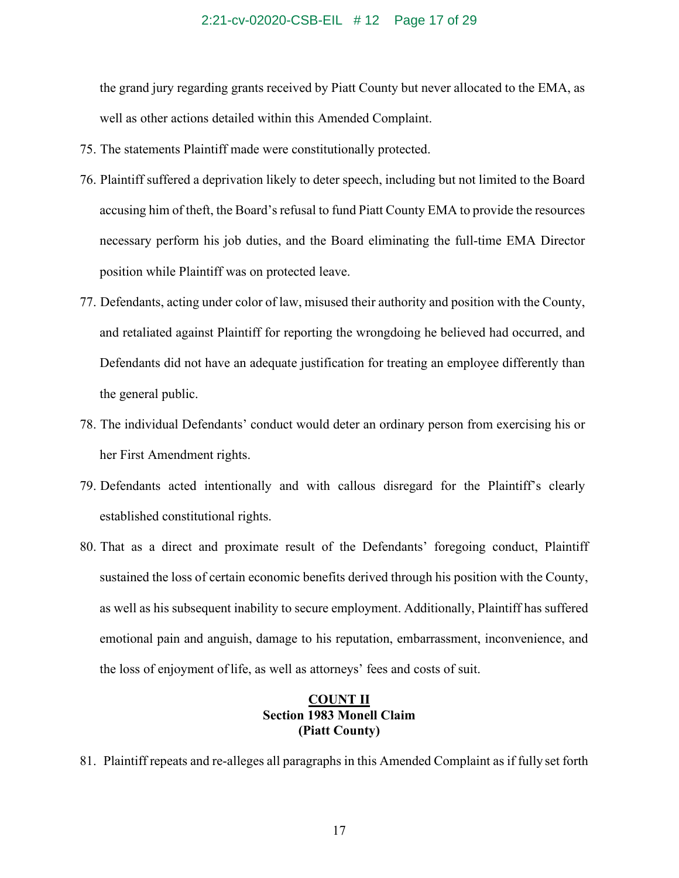the grand jury regarding grants received by Piatt County but never allocated to the EMA, as well as other actions detailed within this Amended Complaint.

75. The statements Plaintiff made were constitutionally protected.

76. Plaintiff suffered a deprivation likely to deter speech, including but not limited to the Board accusing him of theft, the Board's refusal to fund Piatt County EMA to provide the resources necessary perform his job duties, and the Board eliminating the full-time EMA Director position while Plaintiff was on protected leave.

77. Defendants, acting under color of law, misused their authority and position with the County, and retaliated against Plaintiff for reporting the wrongdoing he believed had occurred, and Defendants did not have an adequate justification for treating an employee differently than the general public.

78. The individual Defendants' conduct would deter an ordinary person from exercising his or her First Amendment rights.

79. Defendants acted intentionally and with callous disregard for the Plaintiff's clearly established constitutional rights.

80. That as a direct and proximate result of the Defendants' foregoing conduct, Plaintiff sustained the loss of certain economic benefits derived through his position with the County, as well as his subsequent inability to secure employment. Additionally, Plaintiff has suffered emotional pain and anguish, damage to his reputation, embarrassment, inconvenience, and the loss of enjoyment of life, as well as attorneys' fees and costs of suit.

## COUNT II
**Section 1983 Monell Claim**
**(Piatt County)**

81. Plaintiff repeats and re-alleges all paragraphs in this Amended Complaint as if fully set forth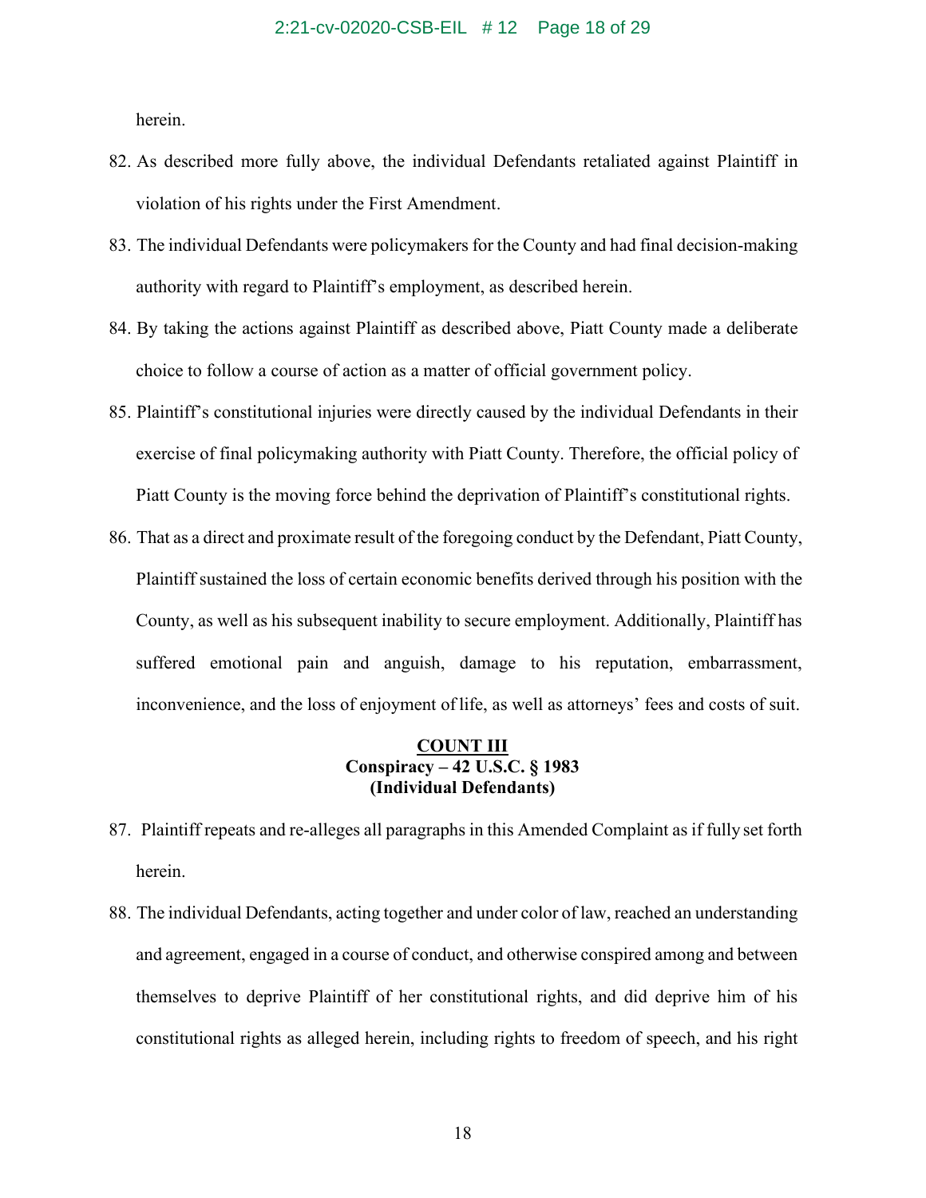herein.

82. As described more fully above, the individual Defendants retaliated against Plaintiff in violation of his rights under the First Amendment.

83. The individual Defendants were policymakers for the County and had final decision-making authority with regard to Plaintiff's employment, as described herein.

84. By taking the actions against Plaintiff as described above, Piatt County made a deliberate choice to follow a course of action as a matter of official government policy.

85. Plaintiff's constitutional injuries were directly caused by the individual Defendants in their exercise of final policymaking authority with Piatt County. Therefore, the official policy of Piatt County is the moving force behind the deprivation of Plaintiff's constitutional rights.

86. That as a direct and proximate result of the foregoing conduct by the Defendant, Piatt County, Plaintiff sustained the loss of certain economic benefits derived through his position with the County, as well as his subsequent inability to secure employment. Additionally, Plaintiff has suffered emotional pain and anguish, damage to his reputation, embarrassment, inconvenience, and the loss of enjoyment of life, as well as attorneys' fees and costs of suit.

**COUNT III**
**Conspiracy – 42 U.S.C. § 1983**
**(Individual Defendants)**

87. Plaintiff repeats and re-alleges all paragraphs in this Amended Complaint as if fully set forth herein.

88. The individual Defendants, acting together and under color of law, reached an understanding and agreement, engaged in a course of conduct, and otherwise conspired among and between themselves to deprive Plaintiff of her constitutional rights, and did deprive him of his constitutional rights as alleged herein, including rights to freedom of speech, and his right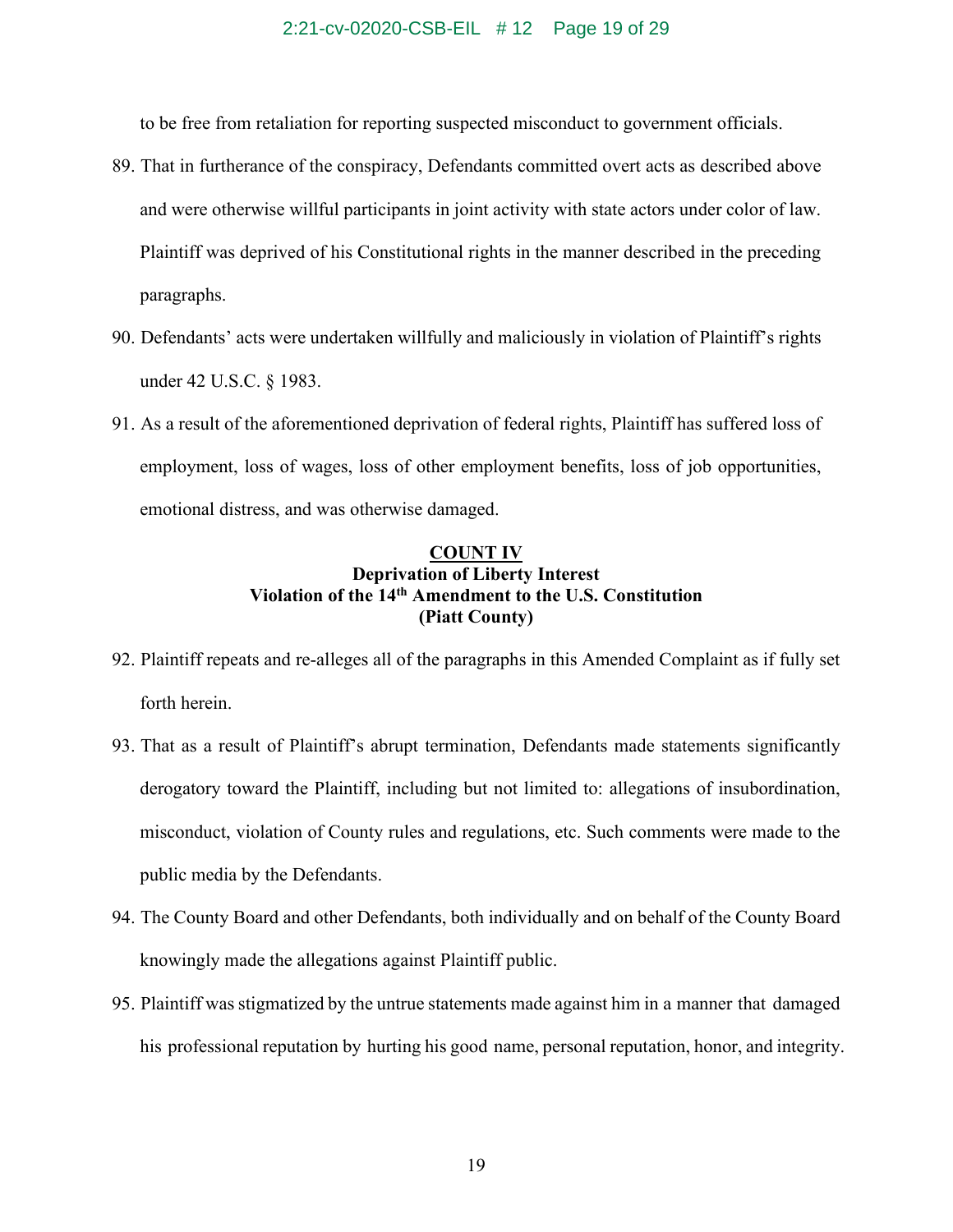to be free from retaliation for reporting suspected misconduct to government officials.

89. That in furtherance of the conspiracy, Defendants committed overt acts as described above and were otherwise willful participants in joint activity with state actors under color of law. Plaintiff was deprived of his Constitutional rights in the manner described in the preceding paragraphs.

90. Defendants' acts were undertaken willfully and maliciously in violation of Plaintiff's rights under 42 U.S.C. § 1983.

91. As a result of the aforementioned deprivation of federal rights, Plaintiff has suffered loss of employment, loss of wages, loss of other employment benefits, loss of job opportunities, emotional distress, and was otherwise damaged.

**COUNT IV**
**Deprivation of Liberty Interest**
**Violation of the 14th Amendment to the U.S. Constitution**
**(Piatt County)**

92. Plaintiff repeats and re-alleges all of the paragraphs in this Amended Complaint as if fully set forth herein.

93. That as a result of Plaintiff's abrupt termination, Defendants made statements significantly derogatory toward the Plaintiff, including but not limited to: allegations of insubordination, misconduct, violation of County rules and regulations, etc. Such comments were made to the public media by the Defendants.

94. The County Board and other Defendants, both individually and on behalf of the County Board knowingly made the allegations against Plaintiff public.

95. Plaintiff was stigmatized by the untrue statements made against him in a manner that damaged his professional reputation by hurting his good name, personal reputation, honor, and integrity.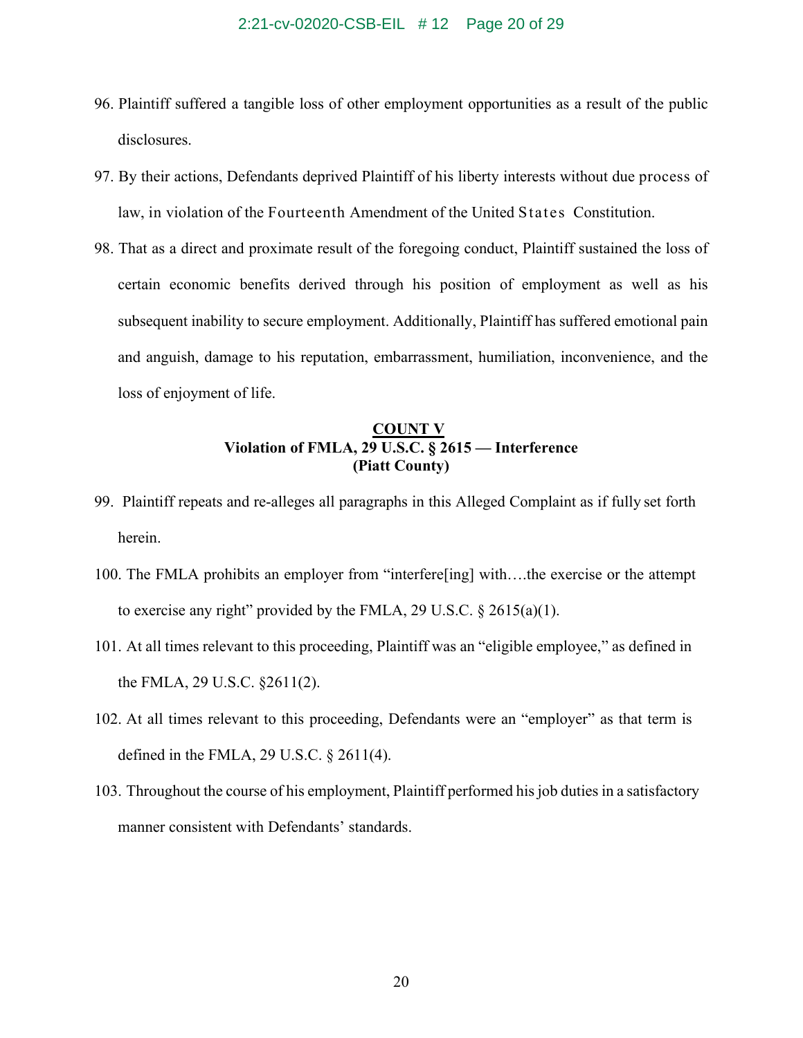96. Plaintiff suffered a tangible loss of other employment opportunities as a result of the public disclosures.

97. By their actions, Defendants deprived Plaintiff of his liberty interests without due process of law, in violation of the Fourteenth Amendment of the United States Constitution.

98. That as a direct and proximate result of the foregoing conduct, Plaintiff sustained the loss of certain economic benefits derived through his position of employment as well as his subsequent inability to secure employment. Additionally, Plaintiff has suffered emotional pain and anguish, damage to his reputation, embarrassment, humiliation, inconvenience, and the loss of enjoyment of life.

**COUNT V**
**Violation of FMLA, 29 U.S.C. § 2615 — Interference**
**(Piatt County)**

99. Plaintiff repeats and re-alleges all paragraphs in this Alleged Complaint as if fully set forth herein.

100. The FMLA prohibits an employer from "interfere[ing] with….the exercise or the attempt to exercise any right" provided by the FMLA, 29 U.S.C. § 2615(a)(1).

101. At all times relevant to this proceeding, Plaintiff was an "eligible employee," as defined in the FMLA, 29 U.S.C. §2611(2).

102. At all times relevant to this proceeding, Defendants were an "employer" as that term is defined in the FMLA, 29 U.S.C. § 2611(4).

103. Throughout the course of his employment, Plaintiff performed his job duties in a satisfactory manner consistent with Defendants' standards.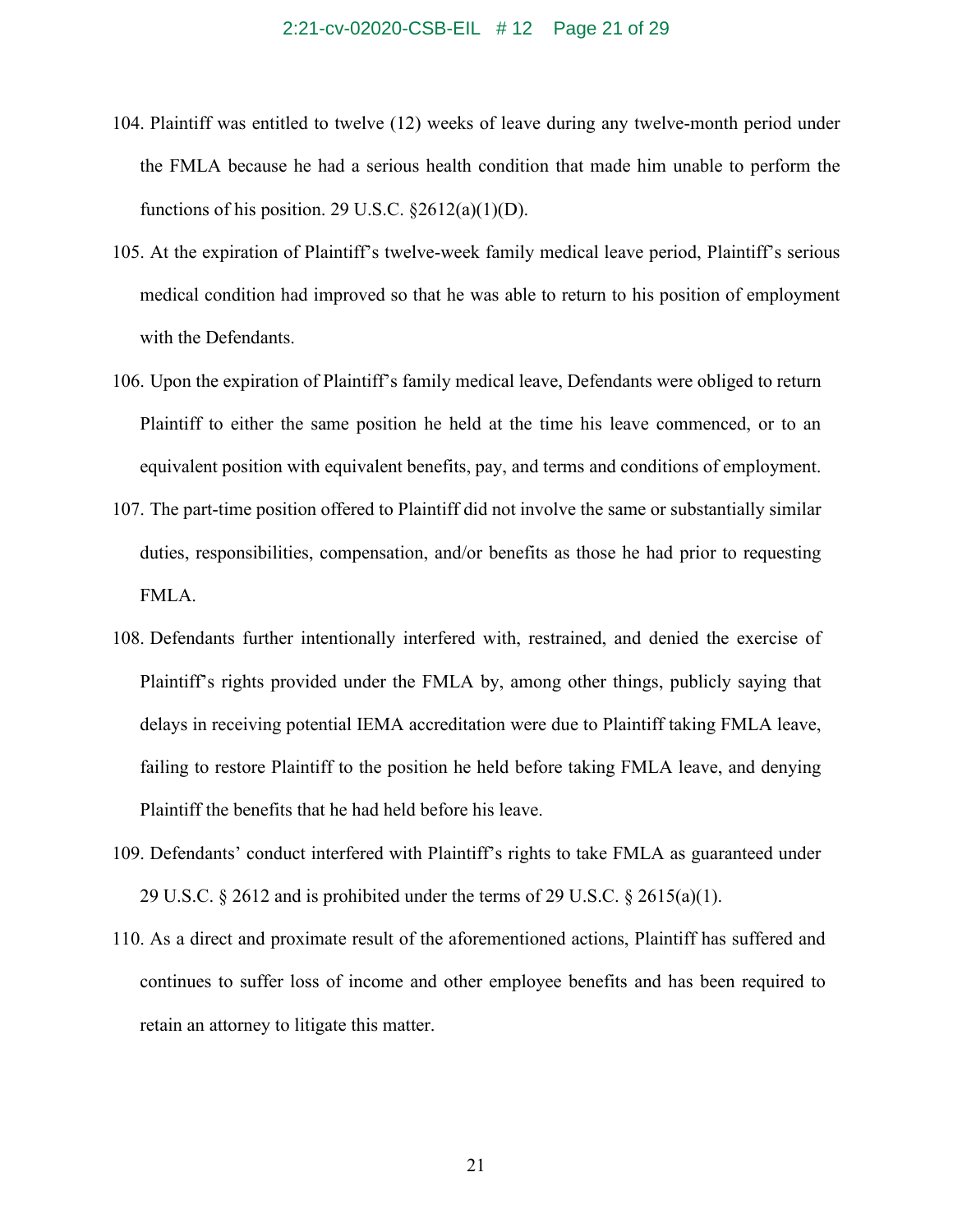104. Plaintiff was entitled to twelve (12) weeks of leave during any twelve-month period under the FMLA because he had a serious health condition that made him unable to perform the functions of his position. 29 U.S.C. §2612(a)(1)(D).

105. At the expiration of Plaintiff's twelve-week family medical leave period, Plaintiff's serious medical condition had improved so that he was able to return to his position of employment with the Defendants.

106. Upon the expiration of Plaintiff's family medical leave, Defendants were obliged to return Plaintiff to either the same position he held at the time his leave commenced, or to an equivalent position with equivalent benefits, pay, and terms and conditions of employment.

107. The part-time position offered to Plaintiff did not involve the same or substantially similar duties, responsibilities, compensation, and/or benefits as those he had prior to requesting FMLA.

108. Defendants further intentionally interfered with, restrained, and denied the exercise of Plaintiff's rights provided under the FMLA by, among other things, publicly saying that delays in receiving potential IEMA accreditation were due to Plaintiff taking FMLA leave, failing to restore Plaintiff to the position he held before taking FMLA leave, and denying Plaintiff the benefits that he had held before his leave.

109. Defendants' conduct interfered with Plaintiff's rights to take FMLA as guaranteed under 29 U.S.C. § 2612 and is prohibited under the terms of 29 U.S.C. § 2615(a)(1).

110. As a direct and proximate result of the aforementioned actions, Plaintiff has suffered and continues to suffer loss of income and other employee benefits and has been required to retain an attorney to litigate this matter.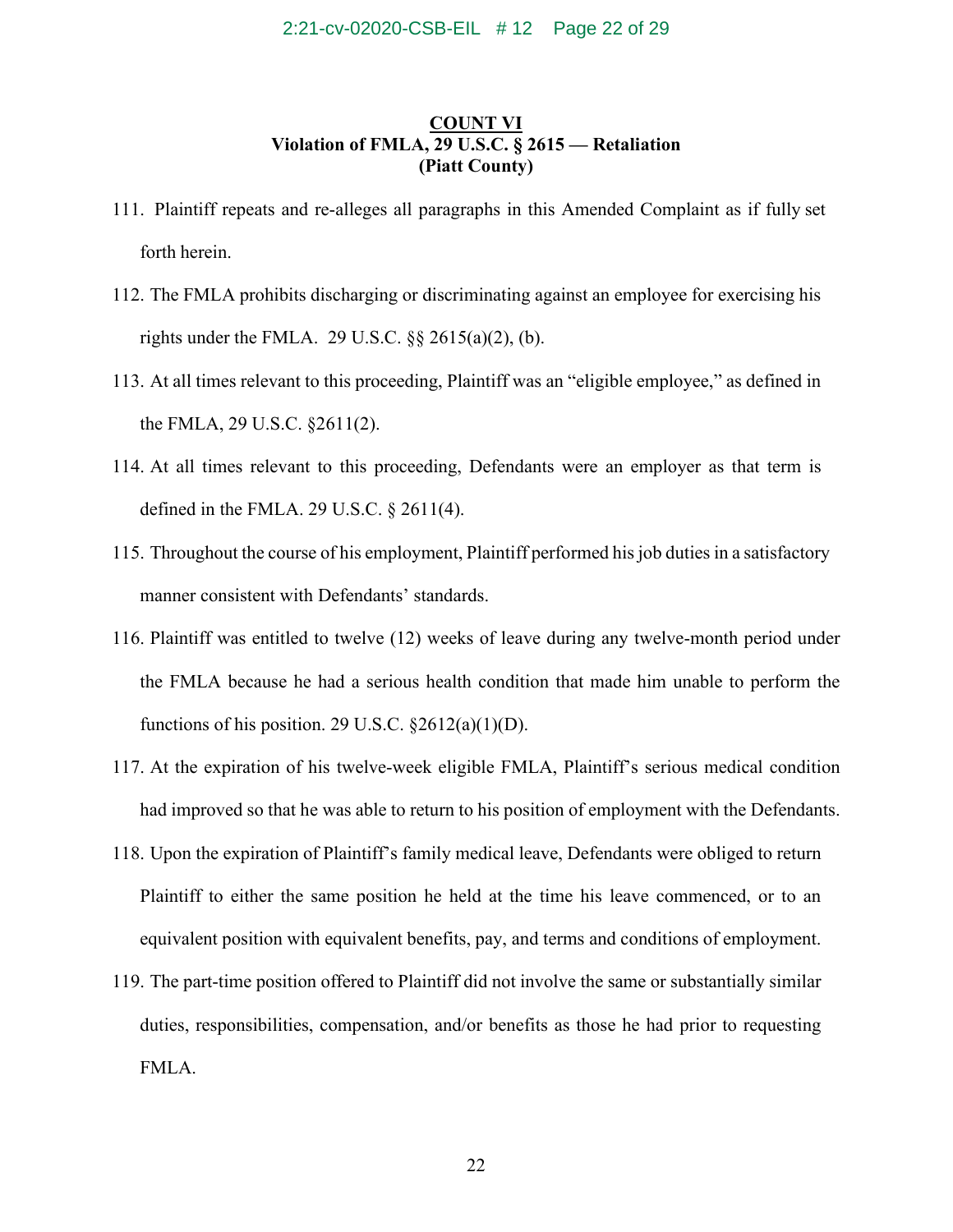**COUNT VI**
**Violation of FMLA, 29 U.S.C. § 2615 — Retaliation**
**(Piatt County)**

111. Plaintiff repeats and re-alleges all paragraphs in this Amended Complaint as if fully set forth herein.

112. The FMLA prohibits discharging or discriminating against an employee for exercising his rights under the FMLA. 29 U.S.C. §§ 2615(a)(2), (b).

113. At all times relevant to this proceeding, Plaintiff was an "eligible employee," as defined in the FMLA, 29 U.S.C. §2611(2).

114. At all times relevant to this proceeding, Defendants were an employer as that term is defined in the FMLA. 29 U.S.C. § 2611(4).

115. Throughout the course of his employment, Plaintiff performed his job duties in a satisfactory manner consistent with Defendants' standards.

116. Plaintiff was entitled to twelve (12) weeks of leave during any twelve-month period under the FMLA because he had a serious health condition that made him unable to perform the functions of his position. 29 U.S.C. §2612(a)(1)(D).

117. At the expiration of his twelve-week eligible FMLA, Plaintiff's serious medical condition had improved so that he was able to return to his position of employment with the Defendants.

118. Upon the expiration of Plaintiff's family medical leave, Defendants were obliged to return Plaintiff to either the same position he held at the time his leave commenced, or to an equivalent position with equivalent benefits, pay, and terms and conditions of employment.

119. The part-time position offered to Plaintiff did not involve the same or substantially similar duties, responsibilities, compensation, and/or benefits as those he had prior to requesting FMLA.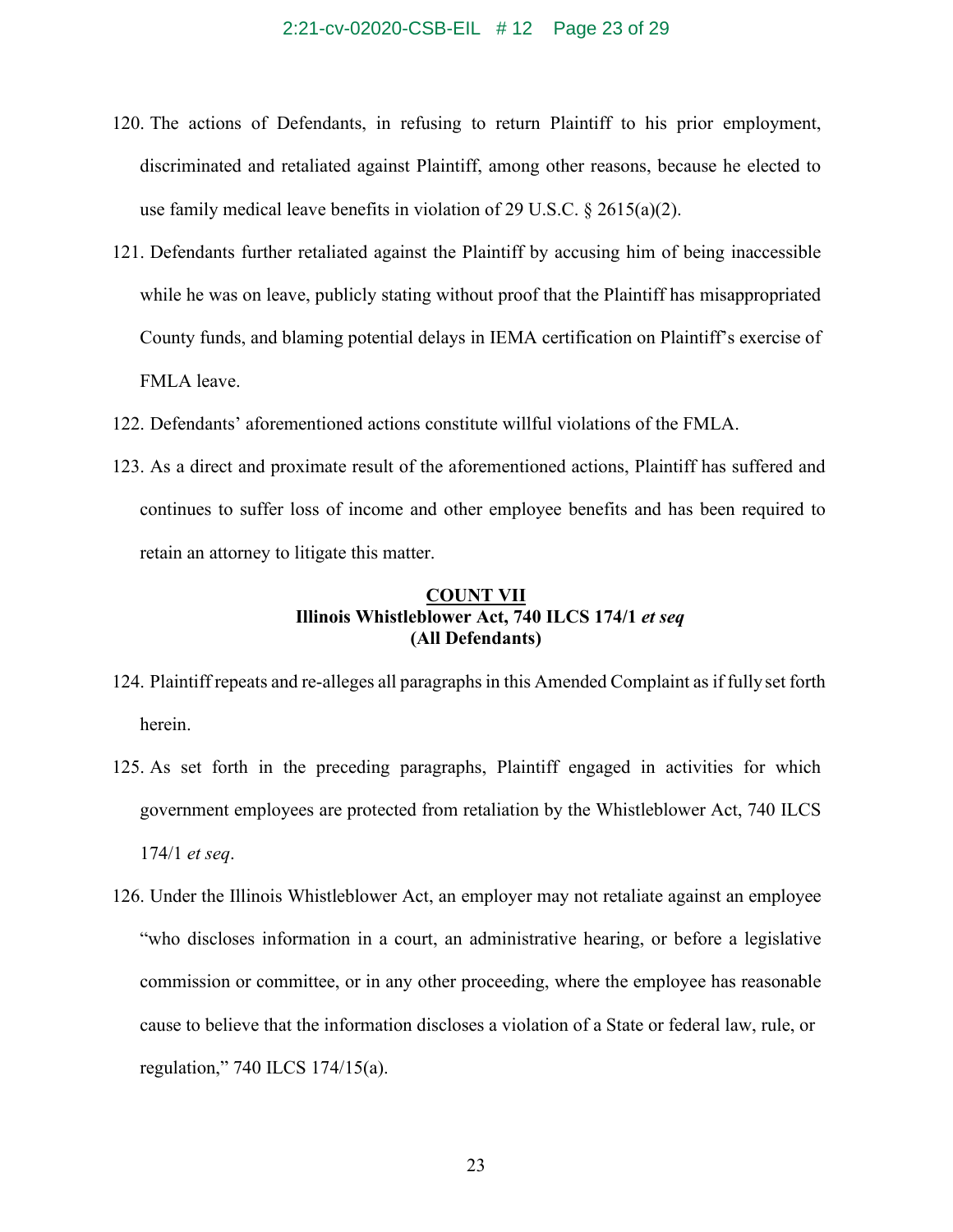120. The actions of Defendants, in refusing to return Plaintiff to his prior employment, discriminated and retaliated against Plaintiff, among other reasons, because he elected to use family medical leave benefits in violation of 29 U.S.C. § 2615(a)(2).

121. Defendants further retaliated against the Plaintiff by accusing him of being inaccessible while he was on leave, publicly stating without proof that the Plaintiff has misappropriated County funds, and blaming potential delays in IEMA certification on Plaintiff's exercise of FMLA leave.

122. Defendants' aforementioned actions constitute willful violations of the FMLA.

123. As a direct and proximate result of the aforementioned actions, Plaintiff has suffered and continues to suffer loss of income and other employee benefits and has been required to retain an attorney to litigate this matter.

**COUNT VII**
**Illinois Whistleblower Act, 740 ILCS 174/1 *et seq***
**(All Defendants)**

124. Plaintiff repeats and re-alleges all paragraphs in this Amended Complaint as if fully set forth herein.

125. As set forth in the preceding paragraphs, Plaintiff engaged in activities for which government employees are protected from retaliation by the Whistleblower Act, 740 ILCS 174/1 *et seq*.

126. Under the Illinois Whistleblower Act, an employer may not retaliate against an employee "who discloses information in a court, an administrative hearing, or before a legislative commission or committee, or in any other proceeding, where the employee has reasonable cause to believe that the information discloses a violation of a State or federal law, rule, or regulation," 740 ILCS 174/15(a).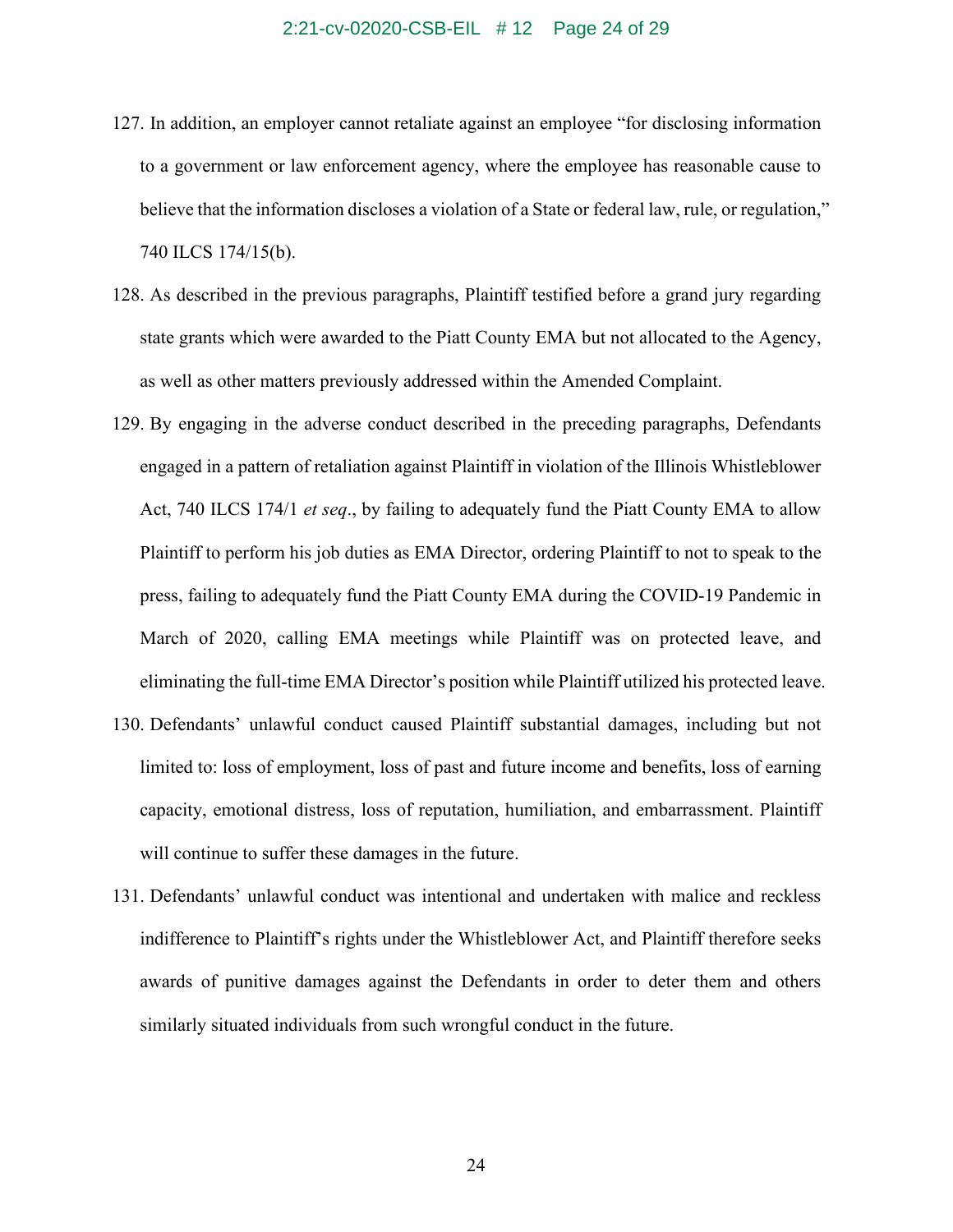127. In addition, an employer cannot retaliate against an employee "for disclosing information to a government or law enforcement agency, where the employee has reasonable cause to believe that the information discloses a violation of a State or federal law, rule, or regulation," 740 ILCS 174/15(b).

128. As described in the previous paragraphs, Plaintiff testified before a grand jury regarding state grants which were awarded to the Piatt County EMA but not allocated to the Agency, as well as other matters previously addressed within the Amended Complaint.

129. By engaging in the adverse conduct described in the preceding paragraphs, Defendants engaged in a pattern of retaliation against Plaintiff in violation of the Illinois Whistleblower Act, 740 ILCS 174/1 *et seq*., by failing to adequately fund the Piatt County EMA to allow Plaintiff to perform his job duties as EMA Director, ordering Plaintiff to not to speak to the press, failing to adequately fund the Piatt County EMA during the COVID-19 Pandemic in March of 2020, calling EMA meetings while Plaintiff was on protected leave, and eliminating the full-time EMA Director's position while Plaintiff utilized his protected leave.

130. Defendants' unlawful conduct caused Plaintiff substantial damages, including but not limited to: loss of employment, loss of past and future income and benefits, loss of earning capacity, emotional distress, loss of reputation, humiliation, and embarrassment. Plaintiff will continue to suffer these damages in the future.

131. Defendants' unlawful conduct was intentional and undertaken with malice and reckless indifference to Plaintiff's rights under the Whistleblower Act, and Plaintiff therefore seeks awards of punitive damages against the Defendants in order to deter them and others similarly situated individuals from such wrongful conduct in the future.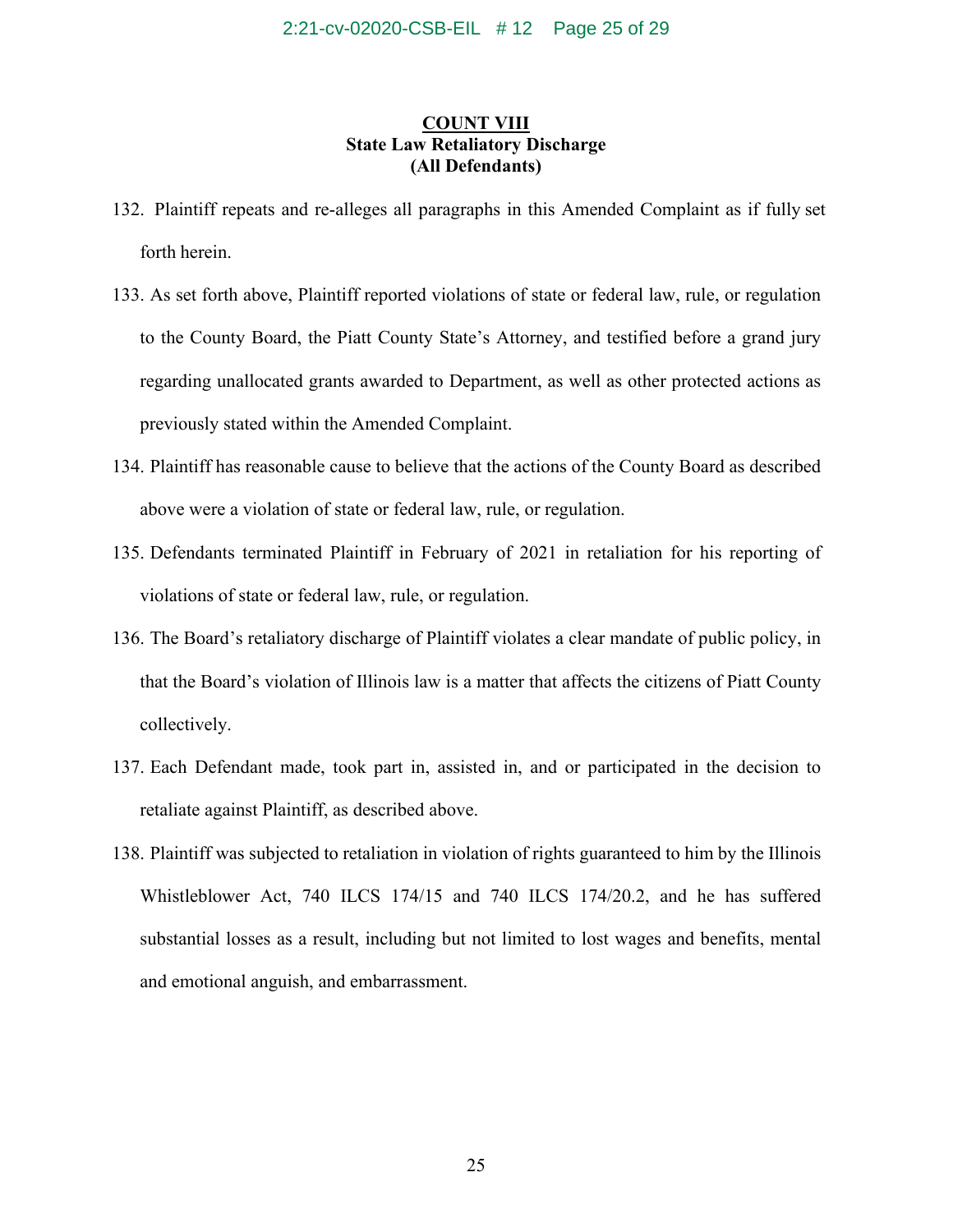## COUNT VIII
**State Law Retaliatory Discharge**
**(All Defendants)**

132. Plaintiff repeats and re-alleges all paragraphs in this Amended Complaint as if fully set forth herein.

133. As set forth above, Plaintiff reported violations of state or federal law, rule, or regulation to the County Board, the Piatt County State's Attorney, and testified before a grand jury regarding unallocated grants awarded to Department, as well as other protected actions as previously stated within the Amended Complaint.

134. Plaintiff has reasonable cause to believe that the actions of the County Board as described above were a violation of state or federal law, rule, or regulation.

135. Defendants terminated Plaintiff in February of 2021 in retaliation for his reporting of violations of state or federal law, rule, or regulation.

136. The Board's retaliatory discharge of Plaintiff violates a clear mandate of public policy, in that the Board's violation of Illinois law is a matter that affects the citizens of Piatt County collectively.

137. Each Defendant made, took part in, assisted in, and or participated in the decision to retaliate against Plaintiff, as described above.

138. Plaintiff was subjected to retaliation in violation of rights guaranteed to him by the Illinois Whistleblower Act, 740 ILCS 174/15 and 740 ILCS 174/20.2, and he has suffered substantial losses as a result, including but not limited to lost wages and benefits, mental and emotional anguish, and embarrassment.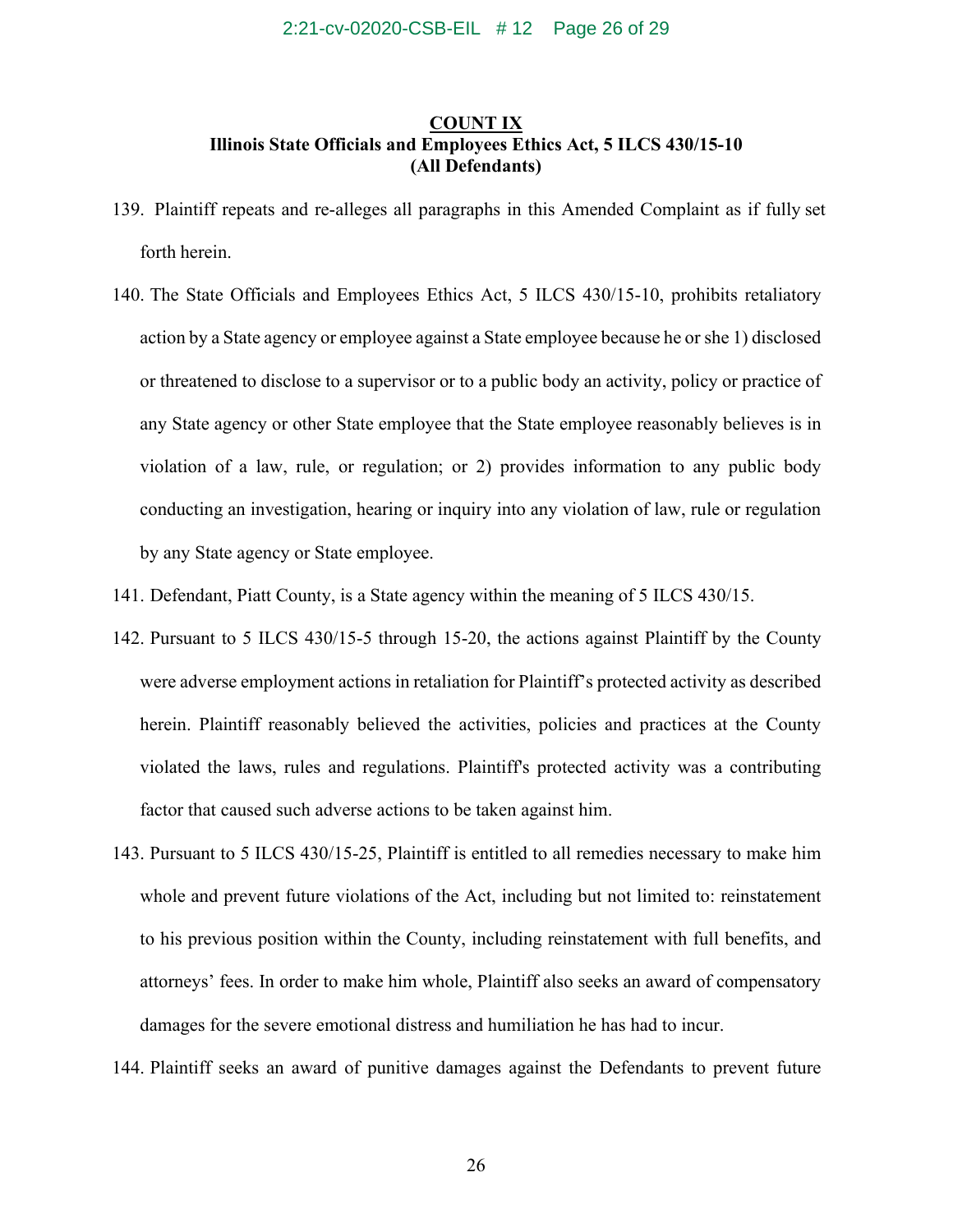**COUNT IX**
**Illinois State Officials and Employees Ethics Act, 5 ILCS 430/15-10**
**(All Defendants)**

139. Plaintiff repeats and re-alleges all paragraphs in this Amended Complaint as if fully set forth herein.

140. The State Officials and Employees Ethics Act, 5 ILCS 430/15-10, prohibits retaliatory action by a State agency or employee against a State employee because he or she 1) disclosed or threatened to disclose to a supervisor or to a public body an activity, policy or practice of any State agency or other State employee that the State employee reasonably believes is in violation of a law, rule, or regulation; or 2) provides information to any public body conducting an investigation, hearing or inquiry into any violation of law, rule or regulation by any State agency or State employee.

141. Defendant, Piatt County, is a State agency within the meaning of 5 ILCS 430/15.

142. Pursuant to 5 ILCS 430/15-5 through 15-20, the actions against Plaintiff by the County were adverse employment actions in retaliation for Plaintiff's protected activity as described herein. Plaintiff reasonably believed the activities, policies and practices at the County violated the laws, rules and regulations. Plaintiff's protected activity was a contributing factor that caused such adverse actions to be taken against him.

143. Pursuant to 5 ILCS 430/15-25, Plaintiff is entitled to all remedies necessary to make him whole and prevent future violations of the Act, including but not limited to: reinstatement to his previous position within the County, including reinstatement with full benefits, and attorneys' fees. In order to make him whole, Plaintiff also seeks an award of compensatory damages for the severe emotional distress and humiliation he has had to incur.

144. Plaintiff seeks an award of punitive damages against the Defendants to prevent future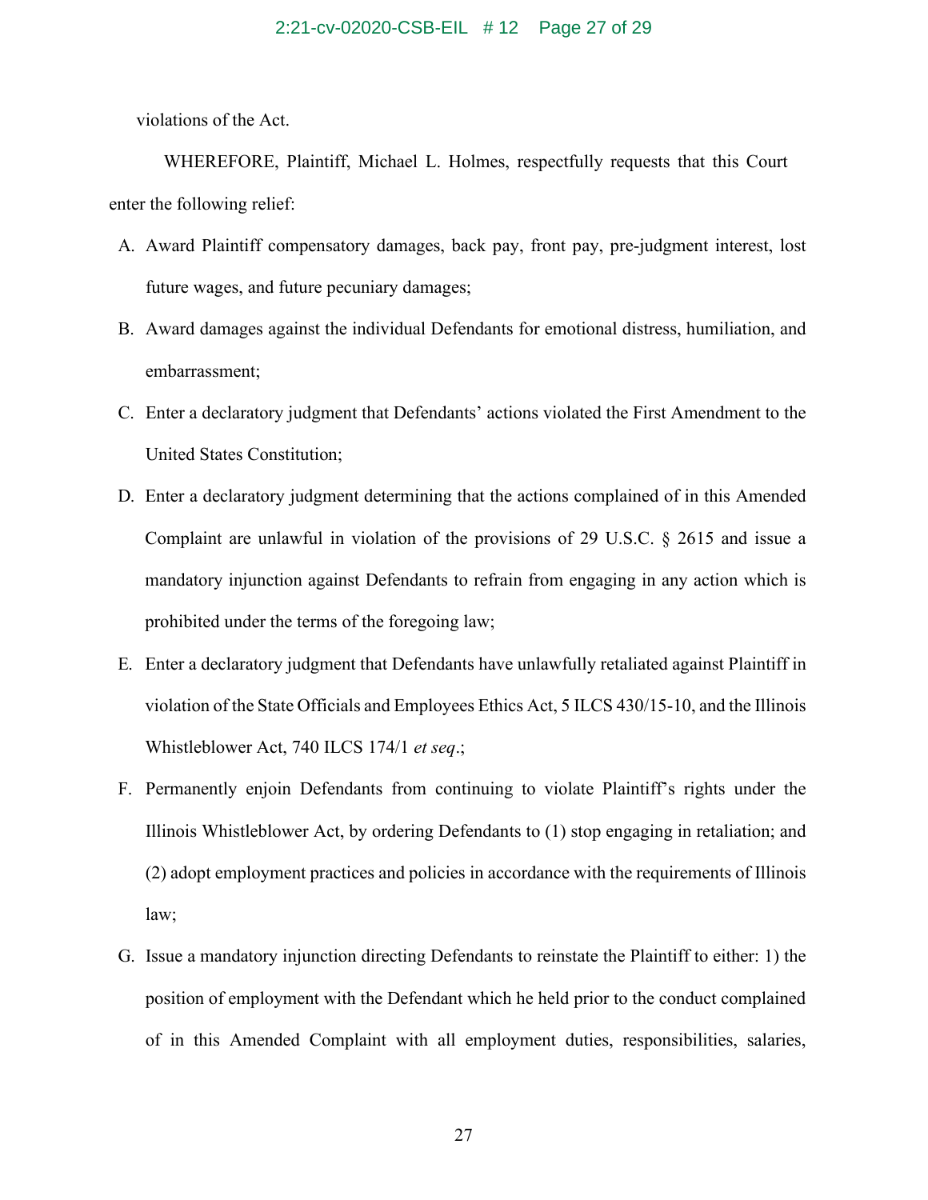violations of the Act.

WHEREFORE, Plaintiff, Michael L. Holmes, respectfully requests that this Court enter the following relief:

A. Award Plaintiff compensatory damages, back pay, front pay, pre-judgment interest, lost future wages, and future pecuniary damages;

B. Award damages against the individual Defendants for emotional distress, humiliation, and embarrassment;

C. Enter a declaratory judgment that Defendants' actions violated the First Amendment to the United States Constitution;

D. Enter a declaratory judgment determining that the actions complained of in this Amended Complaint are unlawful in violation of the provisions of 29 U.S.C. § 2615 and issue a mandatory injunction against Defendants to refrain from engaging in any action which is prohibited under the terms of the foregoing law;

E. Enter a declaratory judgment that Defendants have unlawfully retaliated against Plaintiff in violation of the State Officials and Employees Ethics Act, 5 ILCS 430/15-10, and the Illinois Whistleblower Act, 740 ILCS 174/1 *et seq*.;

F. Permanently enjoin Defendants from continuing to violate Plaintiff's rights under the Illinois Whistleblower Act, by ordering Defendants to (1) stop engaging in retaliation; and (2) adopt employment practices and policies in accordance with the requirements of Illinois law;

G. Issue a mandatory injunction directing Defendants to reinstate the Plaintiff to either: 1) the position of employment with the Defendant which he held prior to the conduct complained of in this Amended Complaint with all employment duties, responsibilities, salaries,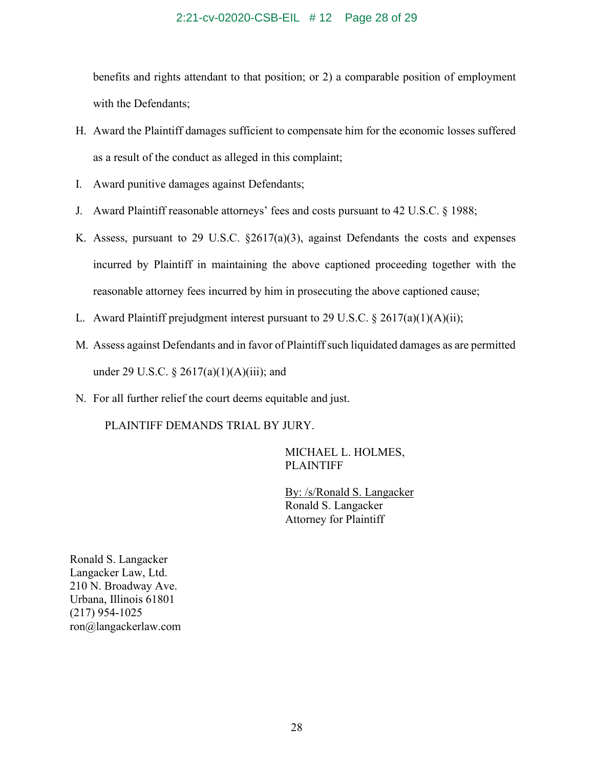benefits and rights attendant to that position; or 2) a comparable position of employment with the Defendants;

H. Award the Plaintiff damages sufficient to compensate him for the economic losses suffered as a result of the conduct as alleged in this complaint;

I. Award punitive damages against Defendants;

J. Award Plaintiff reasonable attorneys' fees and costs pursuant to 42 U.S.C. § 1988;

K. Assess, pursuant to 29 U.S.C. §2617(a)(3), against Defendants the costs and expenses incurred by Plaintiff in maintaining the above captioned proceeding together with the reasonable attorney fees incurred by him in prosecuting the above captioned cause;

L. Award Plaintiff prejudgment interest pursuant to 29 U.S.C. § 2617(a)(1)(A)(ii);

M. Assess against Defendants and in favor of Plaintiff such liquidated damages as are permitted under 29 U.S.C. § 2617(a)(1)(A)(iii); and

N. For all further relief the court deems equitable and just.

PLAINTIFF DEMANDS TRIAL BY JURY.

MICHAEL L. HOLMES,
PLAINTIFF

By: /s/Ronald S. Langacker
Ronald S. Langacker
Attorney for Plaintiff

Ronald S. Langacker
Langacker Law, Ltd.
210 N. Broadway Ave.
Urbana, Illinois 61801
(217) 954-1025
ron@langackerlaw.com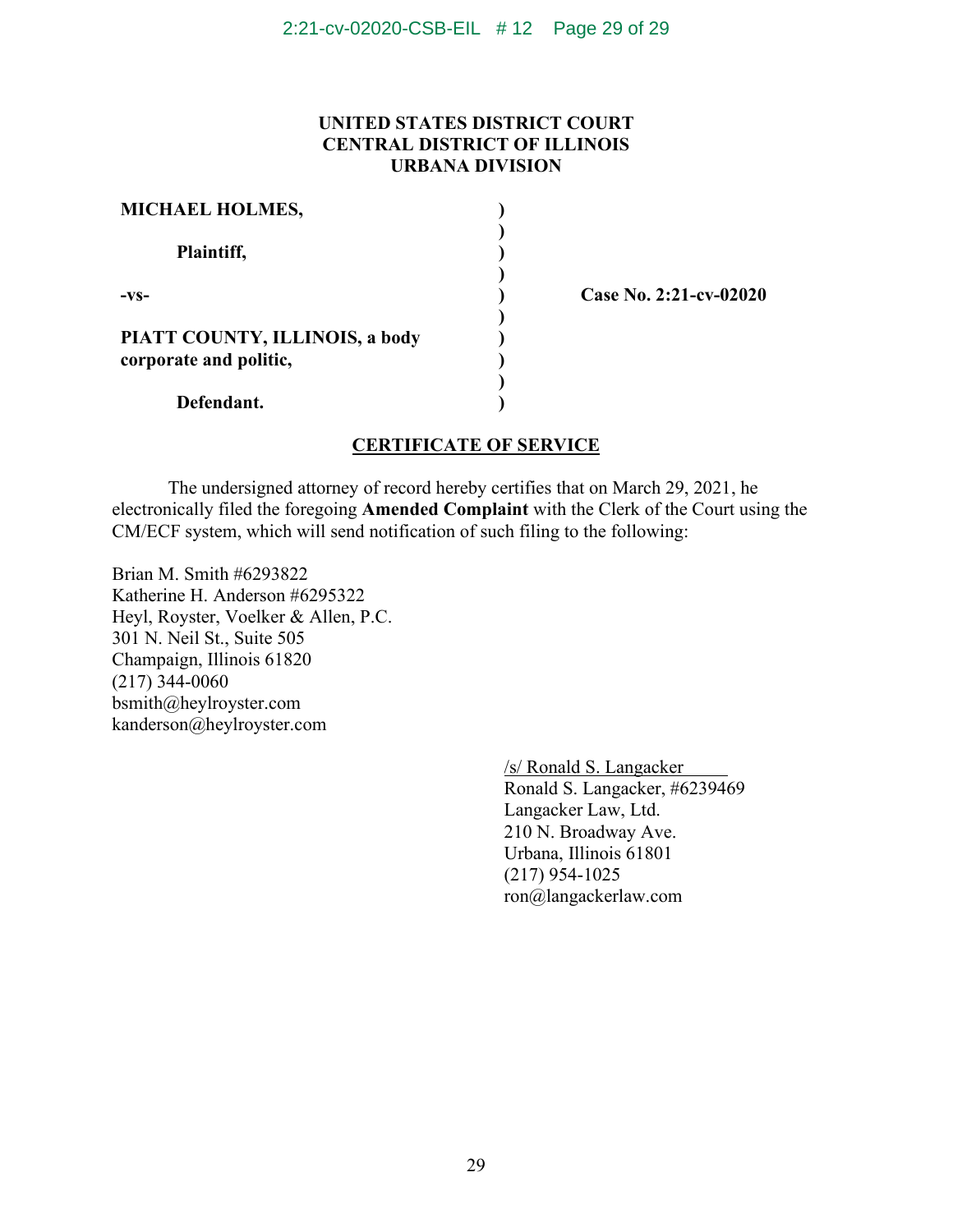**UNITED STATES DISTRICT COURT**
**CENTRAL DISTRICT OF ILLINOIS**
**URBANA DIVISION**

| | | |
|---|---|---|
| **MICHAEL HOLMES,** | ) | |
| | ) | |
| **Plaintiff,** | ) | |
| | ) | |
| **-vs-** | ) | **Case No. 2:21-cv-02020** |
| | ) | |
| **PIATT COUNTY, ILLINOIS, a body corporate and politic,** | ) | |
| | ) | |
| **Defendant.** | ) | |

## CERTIFICATE OF SERVICE

The undersigned attorney of record hereby certifies that on March 29, 2021, he electronically filed the foregoing **Amended Complaint** with the Clerk of the Court using the CM/ECF system, which will send notification of such filing to the following:

Brian M. Smith #6293822
Katherine H. Anderson #6295322
Heyl, Royster, Voelker & Allen, P.C.
301 N. Neil St., Suite 505
Champaign, Illinois 61820
(217) 344-0060
bsmith@heylroyster.com
kanderson@heylroyster.com

/s/ Ronald S. Langacker
Ronald S. Langacker, #6239469
Langacker Law, Ltd.
210 N. Broadway Ave.
Urbana, Illinois 61801
(217) 954-1025
ron@langackerlaw.com